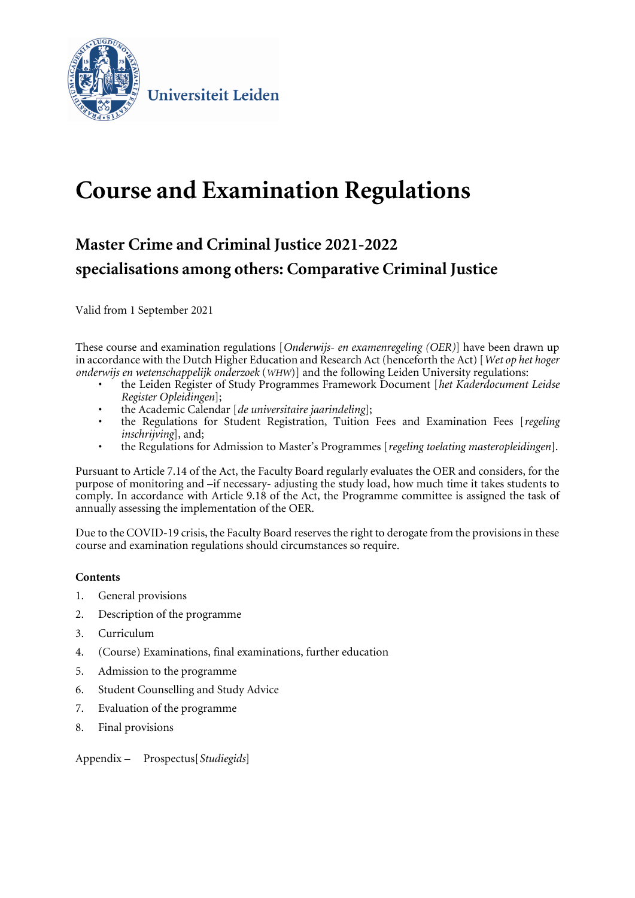Universiteit Leiden

# Course and Examination Regulations

## Master Crime and Criminal Justice 2021-2022

## specialisations among others: Comparative Criminal Justice

Valid from 1 September 2021

These course and examination regulations [*Onderwijs- en examenregeling (OER)*] have been drawn up in accordance with the Dutch Higher Education and Research Act (henceforth the Act) [*Wet op het hoger onderwijs en wetenschappelijk onderzoek* (*WHW*)] and the following Leiden University regulations:

- the Leiden Register of Study Programmes Framework Document [*het Kaderdocument Leidse Register Opleidingen*];
- the Academic Calendar [*de universitaire jaarindeling*];
- the Regulations for Student Registration, Tuition Fees and Examination Fees [*regeling inschrijving*], and;
- the Regulations for Admission to Master's Programmes [*regeling toelating masteropleidingen*].

Pursuant to Article 7.14 of the Act, the Faculty Board regularly evaluates the OER and considers, for the purpose of monitoring and –if necessary- adjusting the study load, how much time it takes students to comply. In accordance with Article 9.18 of the Act, the Programme committee is assigned the task of annually assessing the implementation of the OER.

Due to the COVID-19 crisis, the Faculty Board reserves the right to derogate from the provisions in these course and examination regulations should circumstances so require.

**Contents**

1. General provisions
2. Description of the programme
3. Curriculum
4. (Course) Examinations, final examinations, further education
5. Admission to the programme
6. Student Counselling and Study Advice
7. Evaluation of the programme
8. Final provisions

Appendix – Prospectus [*Studiegids*]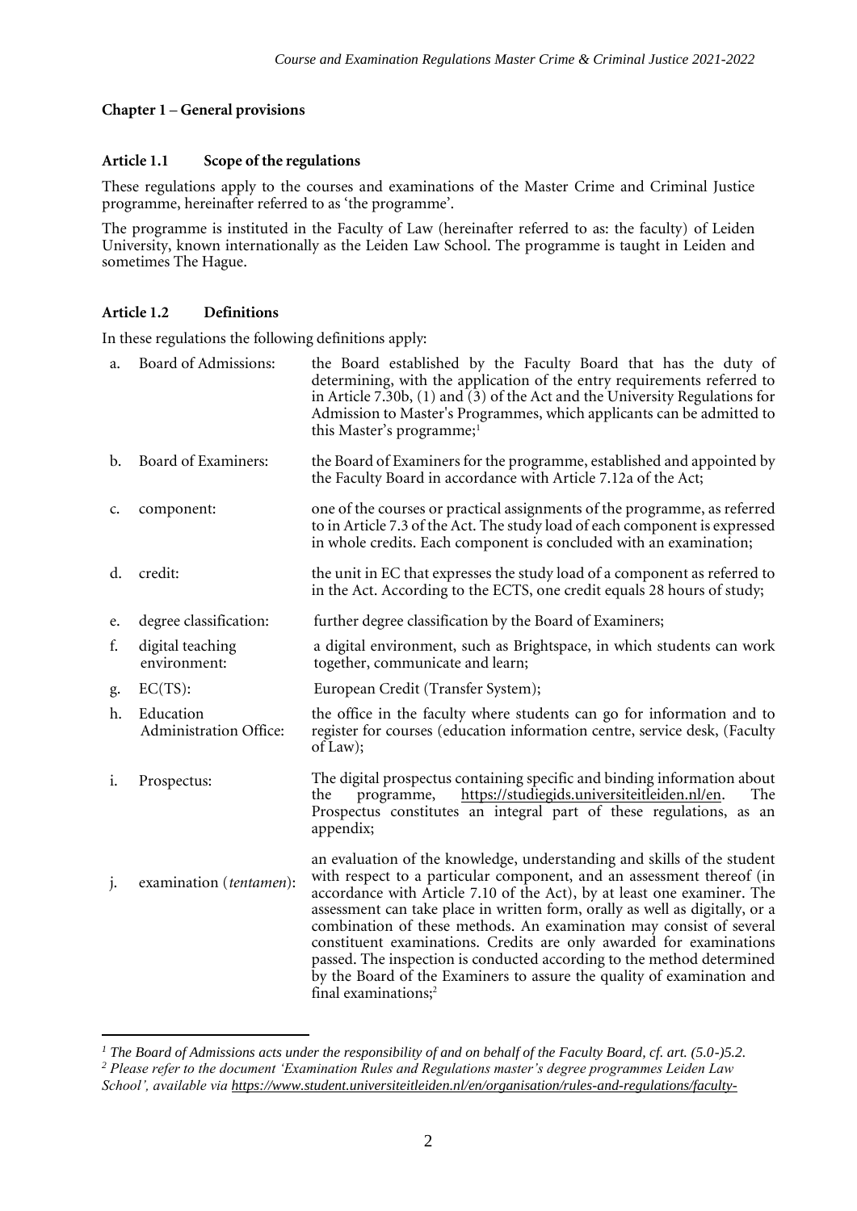## Chapter 1 – General provisions

### Article 1.1 Scope of the regulations

These regulations apply to the courses and examinations of the Master Crime and Criminal Justice programme, hereinafter referred to as 'the programme'.

The programme is instituted in the Faculty of Law (hereinafter referred to as: the faculty) of Leiden University, known internationally as the Leiden Law School. The programme is taught in Leiden and sometimes The Hague.

### Article 1.2 Definitions

In these regulations the following definitions apply:

a. Board of Admissions: the Board established by the Faculty Board that has the duty of determining, with the application of the entry requirements referred to in Article 7.30b, (1) and (3) of the Act and the University Regulations for Admission to Master's Programmes, which applicants can be admitted to this Master's programme;[1]

b. Board of Examiners: the Board of Examiners for the programme, established and appointed by the Faculty Board in accordance with Article 7.12a of the Act;

c. component: one of the courses or practical assignments of the programme, as referred to in Article 7.3 of the Act. The study load of each component is expressed in whole credits. Each component is concluded with an examination;

d. credit: the unit in EC that expresses the study load of a component as referred to in the Act. According to the ECTS, one credit equals 28 hours of study;

e. degree classification: further degree classification by the Board of Examiners;

f. digital teaching environment: a digital environment, such as Brightspace, in which students can work together, communicate and learn;

g. EC(TS): European Credit (Transfer System);

h. Education Administration Office: the office in the faculty where students can go for information and to register for courses (education information centre, service desk, (Faculty of Law);

i. Prospectus: The digital prospectus containing specific and binding information about the programme, https://studiegids.universiteitleiden.nl/en. The Prospectus constitutes an integral part of these regulations, as an appendix;

j. examination (*tentamen*): an evaluation of the knowledge, understanding and skills of the student with respect to a particular component, and an assessment thereof (in accordance with Article 7.10 of the Act), by at least one examiner. The assessment can take place in written form, orally as well as digitally, or a combination of these methods. An examination may consist of several constituent examinations. Credits are only awarded for examinations passed. The inspection is conducted according to the method determined by the Board of the Examiners to assure the quality of examination and final examinations;[2]

---

[1] *The Board of Admissions acts under the responsibility of and on behalf of the Faculty Board, cf. art. (5.0-)5.2.*

[2] *Please refer to the document 'Examination Rules and Regulations master's degree programmes Leiden Law School', available via https://www.student.universiteitleiden.nl/en/organisation/rules-and-regulations/faculty-*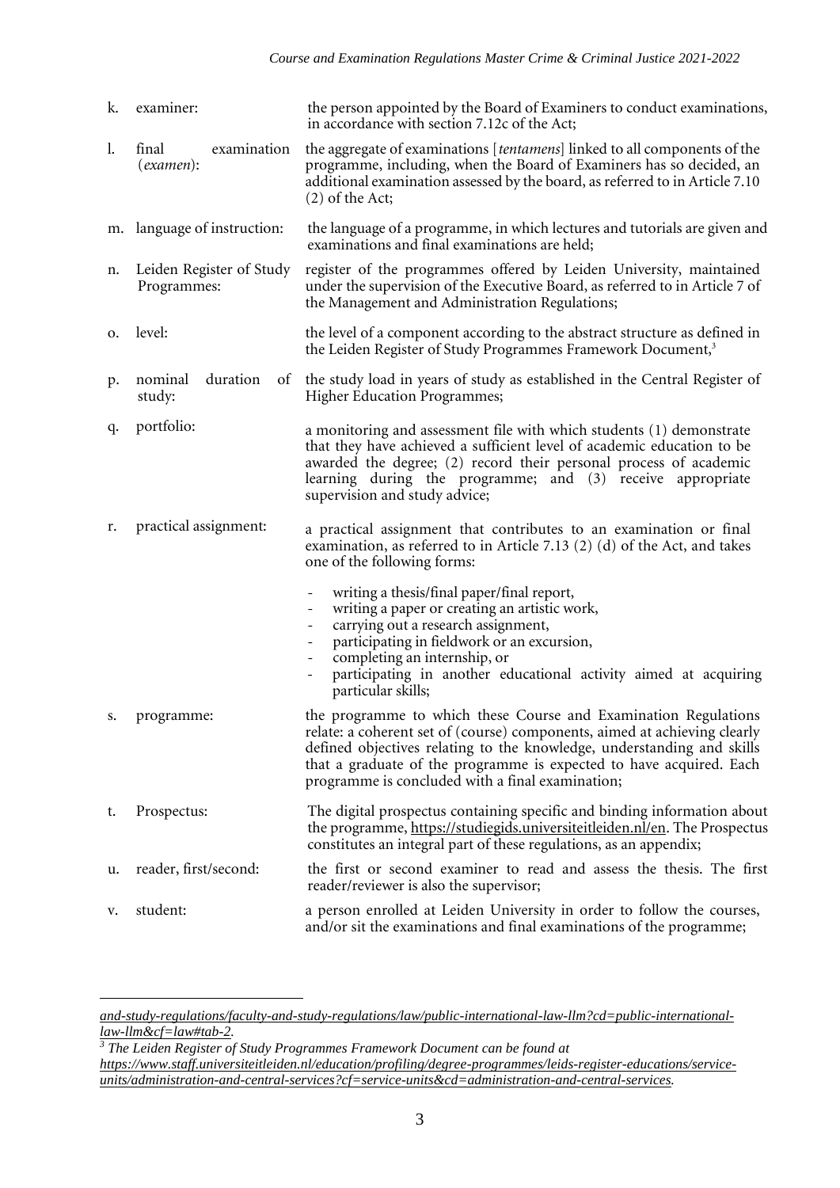k. examiner: the person appointed by the Board of Examiners to conduct examinations, in accordance with section 7.12c of the Act;

l. final examination (*examen*): the aggregate of examinations [*tentamens*] linked to all components of the programme, including, when the Board of Examiners has so decided, an additional examination assessed by the board, as referred to in Article 7.10 (2) of the Act;

m. language of instruction: the language of a programme, in which lectures and tutorials are given and examinations and final examinations are held;

n. Leiden Register of Study Programmes: register of the programmes offered by Leiden University, maintained under the supervision of the Executive Board, as referred to in Article 7 of the Management and Administration Regulations;

o. level: the level of a component according to the abstract structure as defined in the Leiden Register of Study Programmes Framework Document,[3]

p. nominal duration of study: the study load in years of study as established in the Central Register of Higher Education Programmes;

q. portfolio: a monitoring and assessment file with which students (1) demonstrate that they have achieved a sufficient level of academic education to be awarded the degree; (2) record their personal process of academic learning during the programme; and (3) receive appropriate supervision and study advice;

r. practical assignment: a practical assignment that contributes to an examination or final examination, as referred to in Article 7.13 (2) (d) of the Act, and takes one of the following forms:

- writing a thesis/final paper/final report,
- writing a paper or creating an artistic work,
- carrying out a research assignment,
- participating in fieldwork or an excursion,
- completing an internship, or
- participating in another educational activity aimed at acquiring particular skills;

s. programme: the programme to which these Course and Examination Regulations relate: a coherent set of (course) components, aimed at achieving clearly defined objectives relating to the knowledge, understanding and skills that a graduate of the programme is expected to have acquired. Each programme is concluded with a final examination;

t. Prospectus: The digital prospectus containing specific and binding information about the programme, https://studiegids.universiteitleiden.nl/en. The Prospectus constitutes an integral part of these regulations, as an appendix;

u. reader, first/second: the first or second examiner to read and assess the thesis. The first reader/reviewer is also the supervisor;

v. student: a person enrolled at Leiden University in order to follow the courses, and/or sit the examinations and final examinations of the programme;

---

*and-study-regulations/faculty-and-study-regulations/law/public-international-law-llm?cd=public-international-law-llm&cf=law#tab-2.*

[3] *The Leiden Register of Study Programmes Framework Document can be found at https://www.staff.universiteitleiden.nl/education/profiling/degree-programmes/leids-register-educations/service-units/administration-and-central-services?cf=service-units&cd=administration-and-central-services.*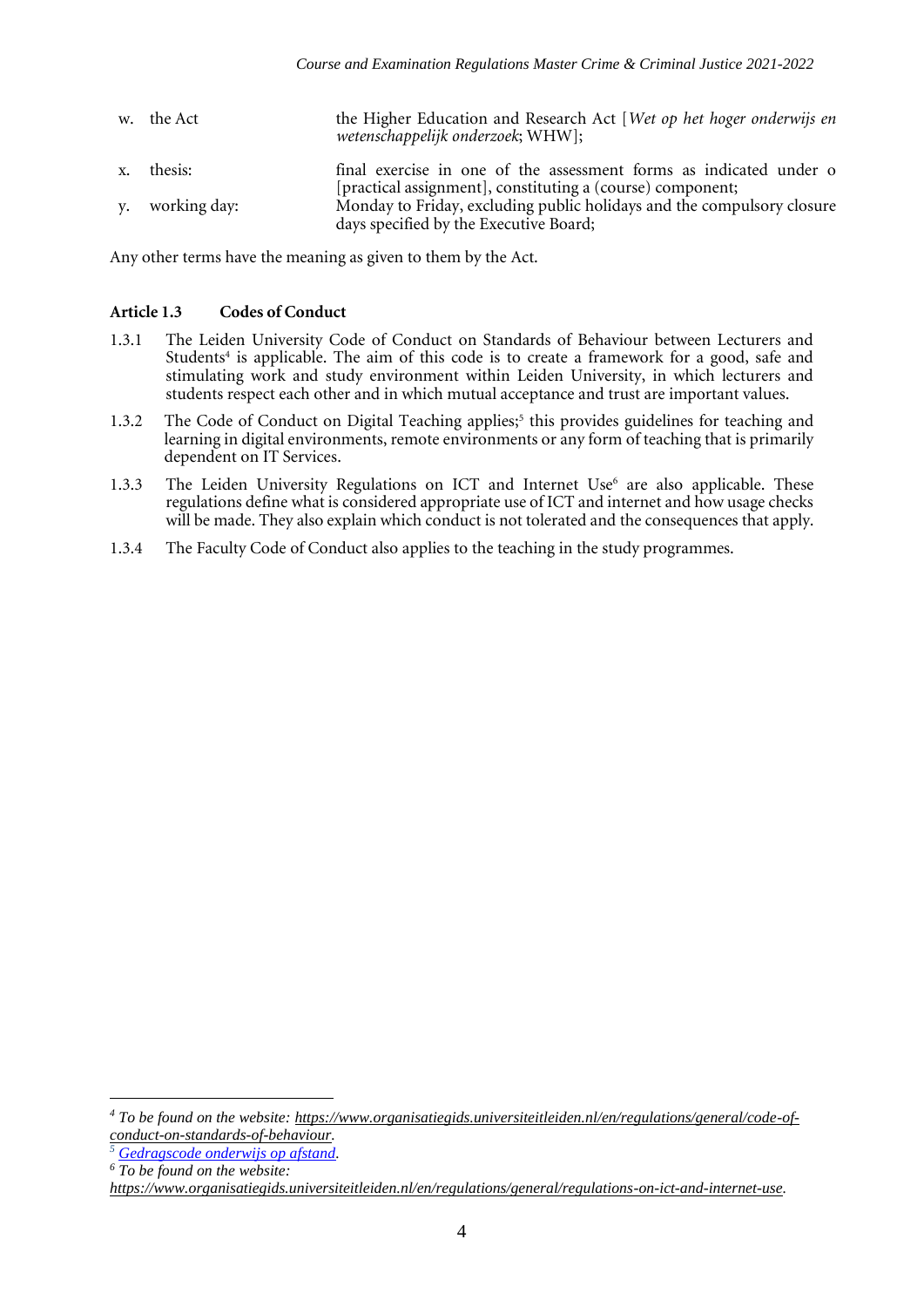| | | |
|---|---|---|
| w. | the Act | the Higher Education and Research Act [*Wet op het hoger onderwijs en wetenschappelijk onderzoek*; WHW]; |
| x. | thesis: | final exercise in one of the assessment forms as indicated under o [practical assignment], constituting a (course) component; |
| y. | working day: | Monday to Friday, excluding public holidays and the compulsory closure days specified by the Executive Board; |

Any other terms have the meaning as given to them by the Act.

### Article 1.3 Codes of Conduct

1.3.1 The Leiden University Code of Conduct on Standards of Behaviour between Lecturers and Students[4] is applicable. The aim of this code is to create a framework for a good, safe and stimulating work and study environment within Leiden University, in which lecturers and students respect each other and in which mutual acceptance and trust are important values.

1.3.2 The Code of Conduct on Digital Teaching applies;[5] this provides guidelines for teaching and learning in digital environments, remote environments or any form of teaching that is primarily dependent on IT Services.

1.3.3 The Leiden University Regulations on ICT and Internet Use[6] are also applicable. These regulations define what is considered appropriate use of ICT and internet and how usage checks will be made. They also explain which conduct is not tolerated and the consequences that apply.

1.3.4 The Faculty Code of Conduct also applies to the teaching in the study programmes.

---

[4] *To be found on the website: https://www.organisatiegids.universiteitleiden.nl/en/regulations/general/code-of-conduct-on-standards-of-behaviour.*

[5] *Gedragscode onderwijs op afstand.*

[6] *To be found on the website: https://www.organisatiegids.universiteitleiden.nl/en/regulations/general/regulations-on-ict-and-internet-use.*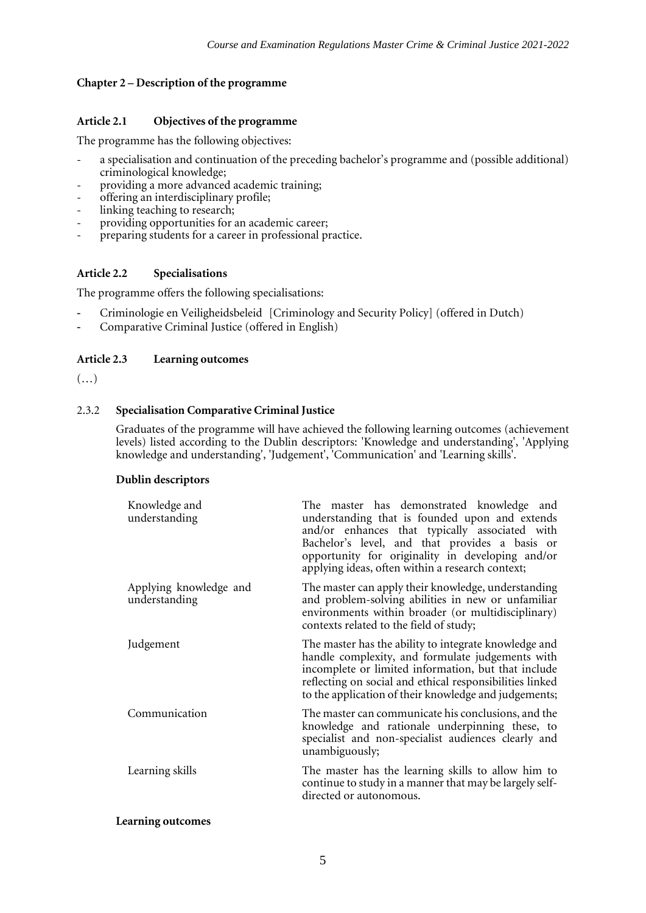## Chapter 2 – Description of the programme

### Article 2.1 Objectives of the programme

The programme has the following objectives:

- a specialisation and continuation of the preceding bachelor's programme and (possible additional) criminological knowledge;
- providing a more advanced academic training;
- offering an interdisciplinary profile;
- linking teaching to research;
- providing opportunities for an academic career;
- preparing students for a career in professional practice.

### Article 2.2 Specialisations

The programme offers the following specialisations:

- Criminologie en Veiligheidsbeleid [Criminology and Security Policy] (offered in Dutch)
- Comparative Criminal Justice (offered in English)

### Article 2.3 Learning outcomes

(…)

#### 2.3.2 Specialisation Comparative Criminal Justice

Graduates of the programme will have achieved the following learning outcomes (achievement levels) listed according to the Dublin descriptors: 'Knowledge and understanding', 'Applying knowledge and understanding', 'Judgement', 'Communication' and 'Learning skills'.

**Dublin descriptors**

| | |
|---|---|
| Knowledge and understanding | The master has demonstrated knowledge and understanding that is founded upon and extends and/or enhances that typically associated with Bachelor's level, and that provides a basis or opportunity for originality in developing and/or applying ideas, often within a research context; |
| Applying knowledge and understanding | The master can apply their knowledge, understanding and problem-solving abilities in new or unfamiliar environments within broader (or multidisciplinary) contexts related to the field of study; |
| Judgement | The master has the ability to integrate knowledge and handle complexity, and formulate judgements with incomplete or limited information, but that include reflecting on social and ethical responsibilities linked to the application of their knowledge and judgements; |
| Communication | The master can communicate his conclusions, and the knowledge and rationale underpinning these, to specialist and non-specialist audiences clearly and unambiguously; |
| Learning skills | The master has the learning skills to allow him to continue to study in a manner that may be largely self-directed or autonomous. |

**Learning outcomes**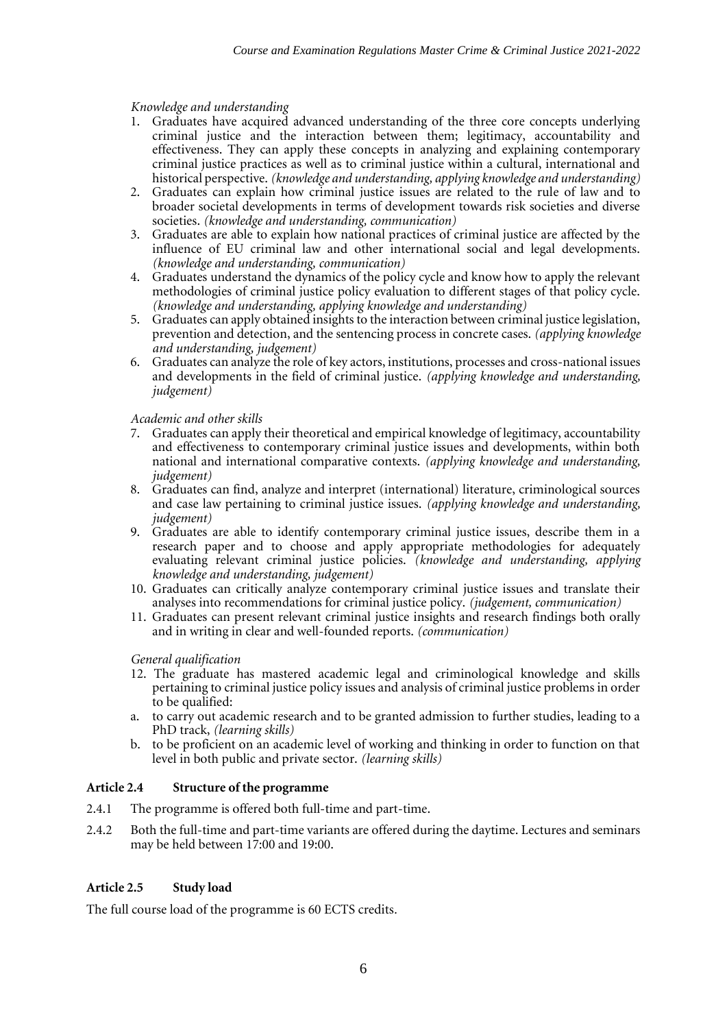*Knowledge and understanding*

1. Graduates have acquired advanced understanding of the three core concepts underlying criminal justice and the interaction between them; legitimacy, accountability and effectiveness. They can apply these concepts in analyzing and explaining contemporary criminal justice practices as well as to criminal justice within a cultural, international and historical perspective. *(knowledge and understanding, applying knowledge and understanding)*
2. Graduates can explain how criminal justice issues are related to the rule of law and to broader societal developments in terms of development towards risk societies and diverse societies. *(knowledge and understanding, communication)*
3. Graduates are able to explain how national practices of criminal justice are affected by the influence of EU criminal law and other international social and legal developments. *(knowledge and understanding, communication)*
4. Graduates understand the dynamics of the policy cycle and know how to apply the relevant methodologies of criminal justice policy evaluation to different stages of that policy cycle. *(knowledge and understanding, applying knowledge and understanding)*
5. Graduates can apply obtained insights to the interaction between criminal justice legislation, prevention and detection, and the sentencing process in concrete cases. *(applying knowledge and understanding, judgement)*
6. Graduates can analyze the role of key actors, institutions, processes and cross-national issues and developments in the field of criminal justice. *(applying knowledge and understanding, judgement)*

*Academic and other skills*

7. Graduates can apply their theoretical and empirical knowledge of legitimacy, accountability and effectiveness to contemporary criminal justice issues and developments, within both national and international comparative contexts. *(applying knowledge and understanding, judgement)*
8. Graduates can find, analyze and interpret (international) literature, criminological sources and case law pertaining to criminal justice issues. *(applying knowledge and understanding, judgement)*
9. Graduates are able to identify contemporary criminal justice issues, describe them in a research paper and to choose and apply appropriate methodologies for adequately evaluating relevant criminal justice policies. *(knowledge and understanding, applying knowledge and understanding, judgement)*
10. Graduates can critically analyze contemporary criminal justice issues and translate their analyses into recommendations for criminal justice policy. *(judgement, communication)*
11. Graduates can present relevant criminal justice insights and research findings both orally and in writing in clear and well-founded reports. *(communication)*

*General qualification*

12. The graduate has mastered academic legal and criminological knowledge and skills pertaining to criminal justice policy issues and analysis of criminal justice problems in order to be qualified:
   a. to carry out academic research and to be granted admission to further studies, leading to a PhD track, *(learning skills)*
   b. to be proficient on an academic level of working and thinking in order to function on that level in both public and private sector. *(learning skills)*

### Article 2.4 Structure of the programme

2.4.1 The programme is offered both full-time and part-time.

2.4.2 Both the full-time and part-time variants are offered during the daytime. Lectures and seminars may be held between 17:00 and 19:00.

### Article 2.5 Study load

The full course load of the programme is 60 ECTS credits.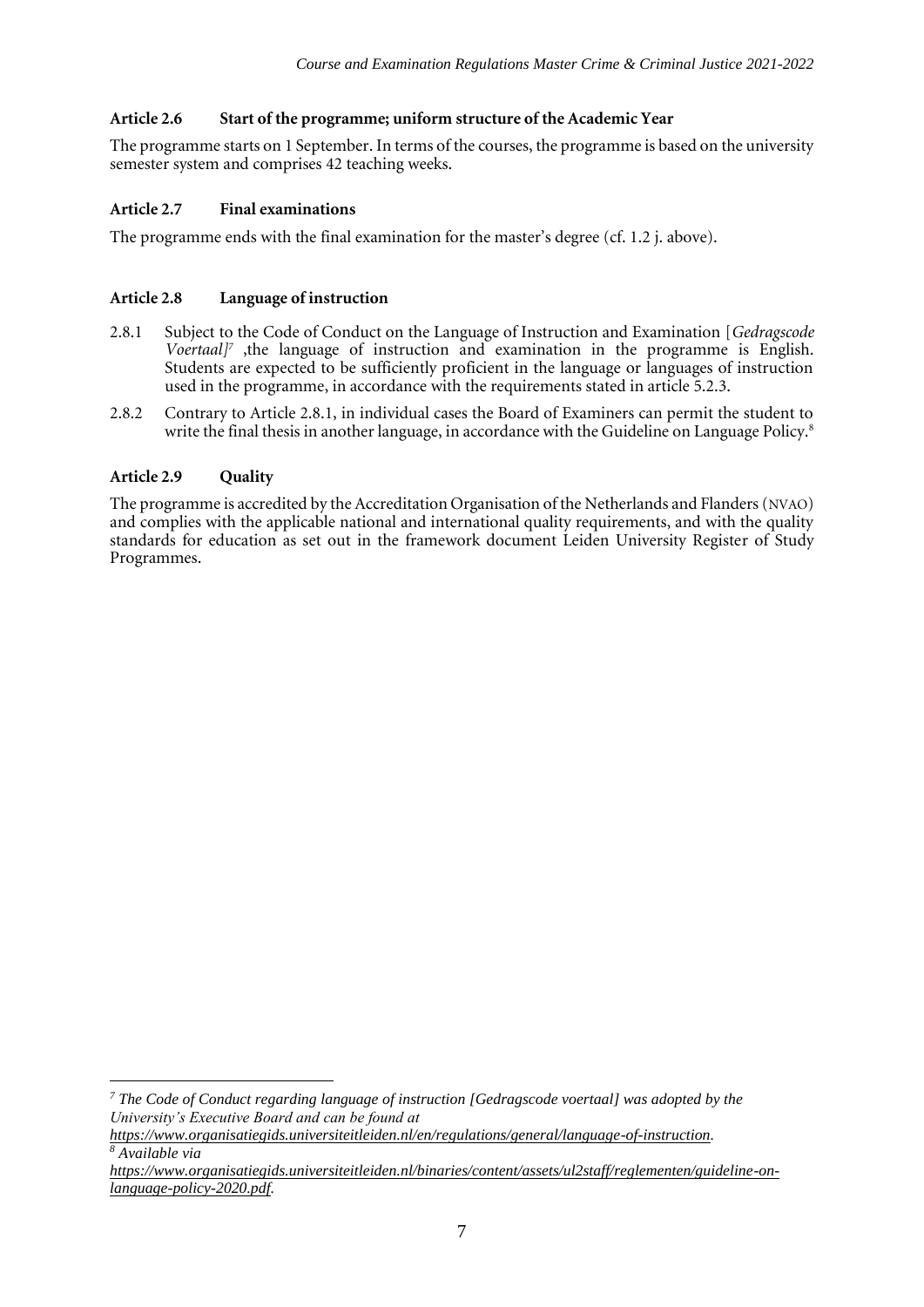### Article 2.6 Start of the programme; uniform structure of the Academic Year

The programme starts on 1 September. In terms of the courses, the programme is based on the university semester system and comprises 42 teaching weeks.

### Article 2.7 Final examinations

The programme ends with the final examination for the master's degree (cf. 1.2 j. above).

### Article 2.8 Language of instruction

2.8.1 Subject to the Code of Conduct on the Language of Instruction and Examination [*Gedragscode Voertaal]*[7] ,the language of instruction and examination in the programme is English. Students are expected to be sufficiently proficient in the language or languages of instruction used in the programme, in accordance with the requirements stated in article 5.2.3.

2.8.2 Contrary to Article 2.8.1, in individual cases the Board of Examiners can permit the student to write the final thesis in another language, in accordance with the Guideline on Language Policy.[8]

### Article 2.9 Quality

The programme is accredited by the Accreditation Organisation of the Netherlands and Flanders (NVAO) and complies with the applicable national and international quality requirements, and with the quality standards for education as set out in the framework document Leiden University Register of Study Programmes.

---

[7] *The Code of Conduct regarding language of instruction [Gedragscode voertaal] was adopted by the University's Executive Board and can be found at https://www.organisatiegids.universiteitleiden.nl/en/regulations/general/language-of-instruction.*

[8] *Available via https://www.organisatiegids.universiteitleiden.nl/binaries/content/assets/ul2staff/reglementen/guideline-on-language-policy-2020.pdf.*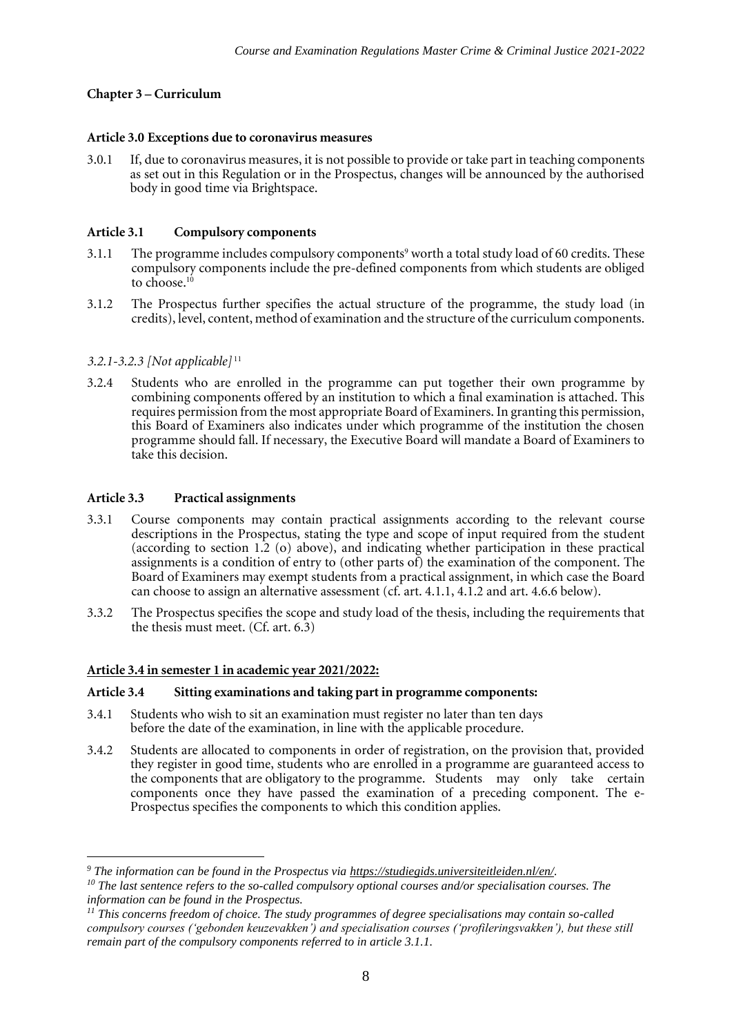## Chapter 3 – Curriculum

### Article 3.0 Exceptions due to coronavirus measures

3.0.1 If, due to coronavirus measures, it is not possible to provide or take part in teaching components as set out in this Regulation or in the Prospectus, changes will be announced by the authorised body in good time via Brightspace.

### Article 3.1 Compulsory components

3.1.1 The programme includes compulsory components[9] worth a total study load of 60 credits. These compulsory components include the pre-defined components from which students are obliged to choose.[10]

3.1.2 The Prospectus further specifies the actual structure of the programme, the study load (in credits), level, content, method of examination and the structure of the curriculum components.

*3.2.1-3.2.3 [Not applicable]*[11]

3.2.4 Students who are enrolled in the programme can put together their own programme by combining components offered by an institution to which a final examination is attached. This requires permission from the most appropriate Board of Examiners. In granting this permission, this Board of Examiners also indicates under which programme of the institution the chosen programme should fall. If necessary, the Executive Board will mandate a Board of Examiners to take this decision.

### Article 3.3 Practical assignments

3.3.1 Course components may contain practical assignments according to the relevant course descriptions in the Prospectus, stating the type and scope of input required from the student (according to section 1.2 (o) above), and indicating whether participation in these practical assignments is a condition of entry to (other parts of) the examination of the component. The Board of Examiners may exempt students from a practical assignment, in which case the Board can choose to assign an alternative assessment (cf. art. 4.1.1, 4.1.2 and art. 4.6.6 below).

3.3.2 The Prospectus specifies the scope and study load of the thesis, including the requirements that the thesis must meet. (Cf. art. 6.3)

**Article 3.4 in semester 1 in academic year 2021/2022:**

### Article 3.4 Sitting examinations and taking part in programme components:

3.4.1 Students who wish to sit an examination must register no later than ten days before the date of the examination, in line with the applicable procedure.

3.4.2 Students are allocated to components in order of registration, on the provision that, provided they register in good time, students who are enrolled in a programme are guaranteed access to the components that are obligatory to the programme. Students may only take certain components once they have passed the examination of a preceding component. The e-Prospectus specifies the components to which this condition applies.

---

*[9] The information can be found in the Prospectus via https://studiegids.universiteitleiden.nl/en/.*

*[10] The last sentence refers to the so-called compulsory optional courses and/or specialisation courses. The information can be found in the Prospectus.*

*[11] This concerns freedom of choice. The study programmes of degree specialisations may contain so-called compulsory courses ('gebonden keuzevakken') and specialisation courses ('profileringsvakken'), but these still remain part of the compulsory components referred to in article 3.1.1.*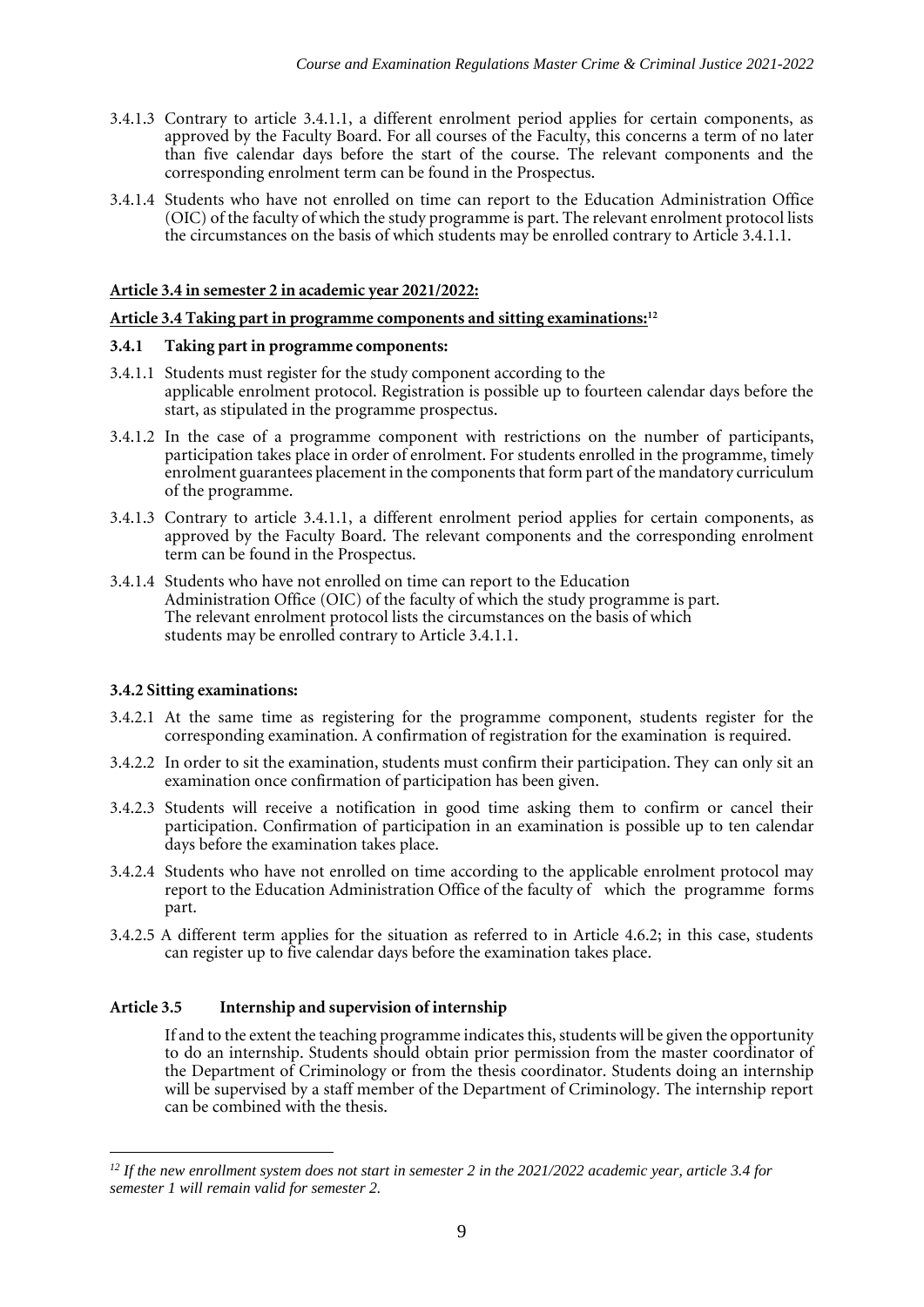3.4.1.3 Contrary to article 3.4.1.1, a different enrolment period applies for certain components, as approved by the Faculty Board. For all courses of the Faculty, this concerns a term of no later than five calendar days before the start of the course. The relevant components and the corresponding enrolment term can be found in the Prospectus.

3.4.1.4 Students who have not enrolled on time can report to the Education Administration Office (OIC) of the faculty of which the study programme is part. The relevant enrolment protocol lists the circumstances on the basis of which students may be enrolled contrary to Article 3.4.1.1.

**Article 3.4 in semester 2 in academic year 2021/2022:**

**Article 3.4 Taking part in programme components and sitting examinations:**[12]

### 3.4.1 Taking part in programme components:

3.4.1.1 Students must register for the study component according to the applicable enrolment protocol. Registration is possible up to fourteen calendar days before the start, as stipulated in the programme prospectus.

3.4.1.2 In the case of a programme component with restrictions on the number of participants, participation takes place in order of enrolment. For students enrolled in the programme, timely enrolment guarantees placement in the components that form part of the mandatory curriculum of the programme.

3.4.1.3 Contrary to article 3.4.1.1, a different enrolment period applies for certain components, as approved by the Faculty Board. The relevant components and the corresponding enrolment term can be found in the Prospectus.

3.4.1.4 Students who have not enrolled on time can report to the Education Administration Office (OIC) of the faculty of which the study programme is part. The relevant enrolment protocol lists the circumstances on the basis of which students may be enrolled contrary to Article 3.4.1.1.

### 3.4.2 Sitting examinations:

3.4.2.1 At the same time as registering for the programme component, students register for the corresponding examination. A confirmation of registration for the examination is required.

3.4.2.2 In order to sit the examination, students must confirm their participation. They can only sit an examination once confirmation of participation has been given.

3.4.2.3 Students will receive a notification in good time asking them to confirm or cancel their participation. Confirmation of participation in an examination is possible up to ten calendar days before the examination takes place.

3.4.2.4 Students who have not enrolled on time according to the applicable enrolment protocol may report to the Education Administration Office of the faculty of which the programme forms part.

3.4.2.5 A different term applies for the situation as referred to in Article 4.6.2; in this case, students can register up to five calendar days before the examination takes place.

### Article 3.5 Internship and supervision of internship

If and to the extent the teaching programme indicates this, students will be given the opportunity to do an internship. Students should obtain prior permission from the master coordinator of the Department of Criminology or from the thesis coordinator. Students doing an internship will be supervised by a staff member of the Department of Criminology. The internship report can be combined with the thesis.

---

[12] *If the new enrollment system does not start in semester 2 in the 2021/2022 academic year, article 3.4 for semester 1 will remain valid for semester 2.*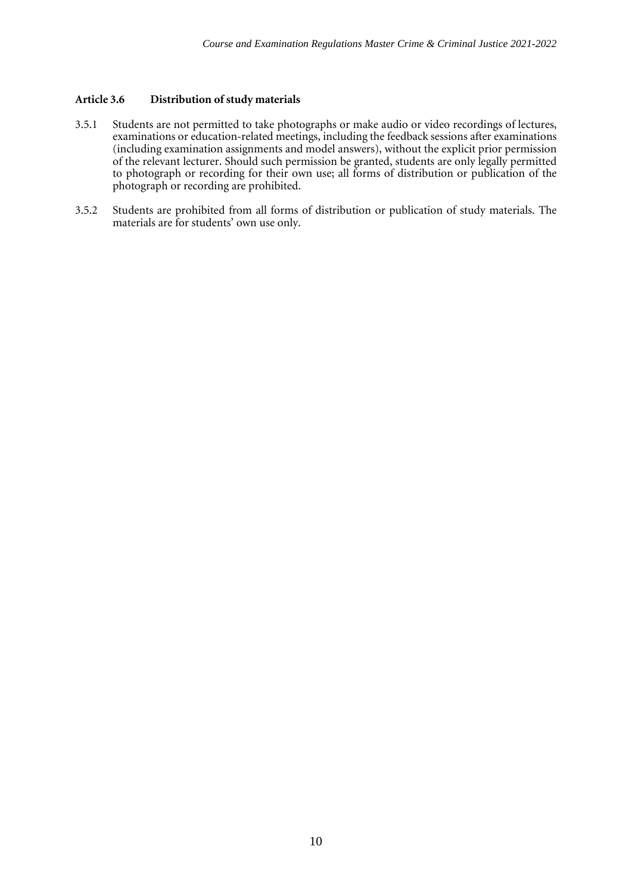### Article 3.6 Distribution of study materials

3.5.1 Students are not permitted to take photographs or make audio or video recordings of lectures, examinations or education-related meetings, including the feedback sessions after examinations (including examination assignments and model answers), without the explicit prior permission of the relevant lecturer. Should such permission be granted, students are only legally permitted to photograph or recording for their own use; all forms of distribution or publication of the photograph or recording are prohibited.

3.5.2 Students are prohibited from all forms of distribution or publication of study materials. The materials are for students' own use only.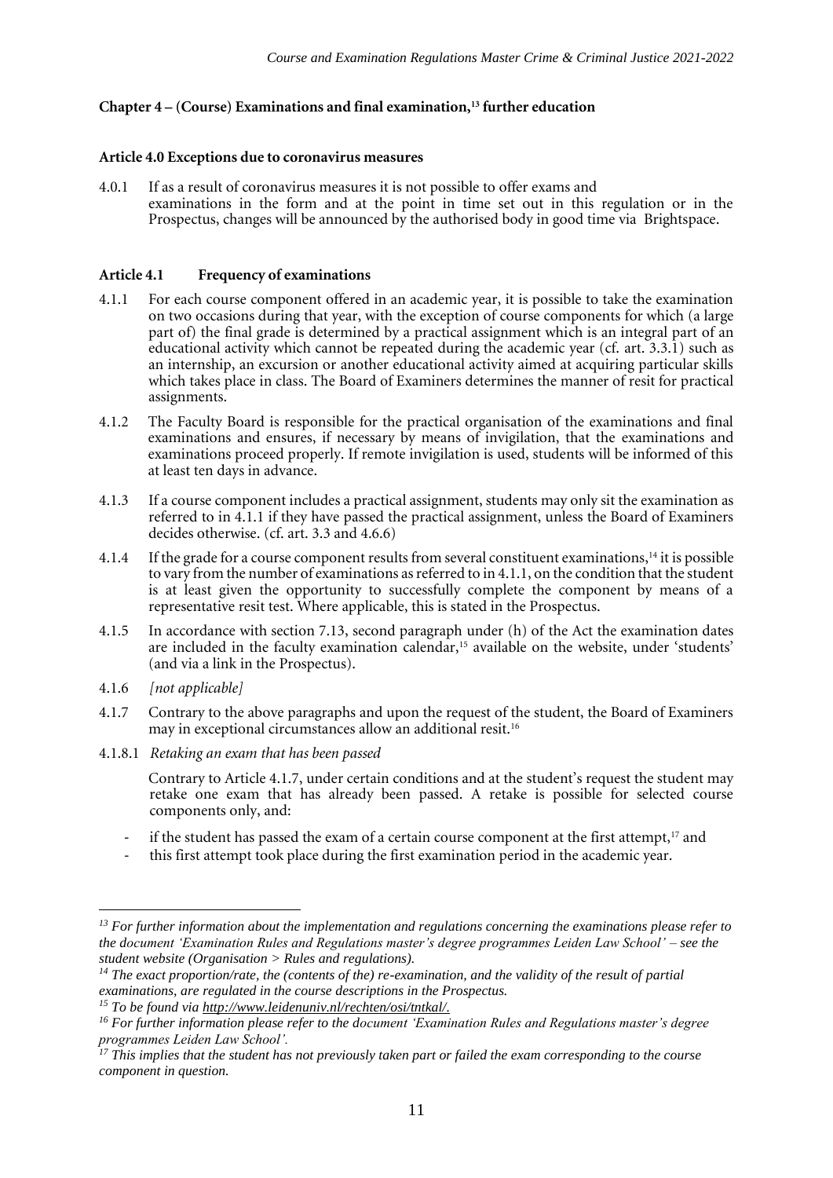## Chapter 4 – (Course) Examinations and final examination,[13] further education

### Article 4.0 Exceptions due to coronavirus measures

4.0.1 If as a result of coronavirus measures it is not possible to offer exams and examinations in the form and at the point in time set out in this regulation or in the Prospectus, changes will be announced by the authorised body in good time via Brightspace.

### Article 4.1 Frequency of examinations

4.1.1 For each course component offered in an academic year, it is possible to take the examination on two occasions during that year, with the exception of course components for which (a large part of) the final grade is determined by a practical assignment which is an integral part of an educational activity which cannot be repeated during the academic year (cf. art. 3.3.1) such as an internship, an excursion or another educational activity aimed at acquiring particular skills which takes place in class. The Board of Examiners determines the manner of resit for practical assignments.

4.1.2 The Faculty Board is responsible for the practical organisation of the examinations and final examinations and ensures, if necessary by means of invigilation, that the examinations and examinations proceed properly. If remote invigilation is used, students will be informed of this at least ten days in advance.

4.1.3 If a course component includes a practical assignment, students may only sit the examination as referred to in 4.1.1 if they have passed the practical assignment, unless the Board of Examiners decides otherwise. (cf. art. 3.3 and 4.6.6)

4.1.4 If the grade for a course component results from several constituent examinations,[14] it is possible to vary from the number of examinations as referred to in 4.1.1, on the condition that the student is at least given the opportunity to successfully complete the component by means of a representative resit test. Where applicable, this is stated in the Prospectus.

4.1.5 In accordance with section 7.13, second paragraph under (h) of the Act the examination dates are included in the faculty examination calendar,[15] available on the website, under 'students' (and via a link in the Prospectus).

4.1.6 *[not applicable]*

4.1.7 Contrary to the above paragraphs and upon the request of the student, the Board of Examiners may in exceptional circumstances allow an additional resit.[16]

4.1.8.1 *Retaking an exam that has been passed*

Contrary to Article 4.1.7, under certain conditions and at the student's request the student may retake one exam that has already been passed. A retake is possible for selected course components only, and:

- if the student has passed the exam of a certain course component at the first attempt,[17] and
- this first attempt took place during the first examination period in the academic year.

---

[13] *For further information about the implementation and regulations concerning the examinations please refer to the document 'Examination Rules and Regulations master's degree programmes Leiden Law School' – see the student website (Organisation > Rules and regulations).*

[14] *The exact proportion/rate, the (contents of the) re-examination, and the validity of the result of partial examinations, are regulated in the course descriptions in the Prospectus.*

[15] *To be found via http://www.leidenuniv.nl/rechten/osi/tntkal/.*

[16] *For further information please refer to the document 'Examination Rules and Regulations master's degree programmes Leiden Law School'.*

[17] *This implies that the student has not previously taken part or failed the exam corresponding to the course component in question.*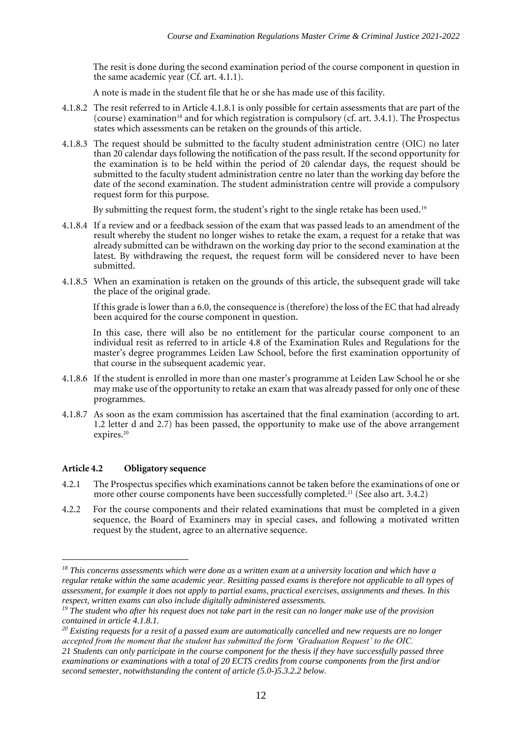The resit is done during the second examination period of the course component in question in the same academic year (Cf. art. 4.1.1).

A note is made in the student file that he or she has made use of this facility.

4.1.8.2 The resit referred to in Article 4.1.8.1 is only possible for certain assessments that are part of the (course) examination[18] and for which registration is compulsory (cf. art. 3.4.1). The Prospectus states which assessments can be retaken on the grounds of this article.

4.1.8.3 The request should be submitted to the faculty student administration centre (OIC) no later than 20 calendar days following the notification of the pass result. If the second opportunity for the examination is to be held within the period of 20 calendar days, the request should be submitted to the faculty student administration centre no later than the working day before the date of the second examination. The student administration centre will provide a compulsory request form for this purpose.

By submitting the request form, the student's right to the single retake has been used.[19]

4.1.8.4 If a review and or a feedback session of the exam that was passed leads to an amendment of the result whereby the student no longer wishes to retake the exam, a request for a retake that was already submitted can be withdrawn on the working day prior to the second examination at the latest. By withdrawing the request, the request form will be considered never to have been submitted.

4.1.8.5 When an examination is retaken on the grounds of this article, the subsequent grade will take the place of the original grade.

If this grade is lower than a 6.0, the consequence is (therefore) the loss of the EC that had already been acquired for the course component in question.

In this case, there will also be no entitlement for the particular course component to an individual resit as referred to in article 4.8 of the Examination Rules and Regulations for the master's degree programmes Leiden Law School, before the first examination opportunity of that course in the subsequent academic year.

4.1.8.6 If the student is enrolled in more than one master's programme at Leiden Law School he or she may make use of the opportunity to retake an exam that was already passed for only one of these programmes.

4.1.8.7 As soon as the exam commission has ascertained that the final examination (according to art. 1.2 letter d and 2.7) has been passed, the opportunity to make use of the above arrangement expires.[20]

### Article 4.2 Obligatory sequence

4.2.1 The Prospectus specifies which examinations cannot be taken before the examinations of one or more other course components have been successfully completed.[21] (See also art. 3.4.2)

4.2.2 For the course components and their related examinations that must be completed in a given sequence, the Board of Examiners may in special cases, and following a motivated written request by the student, agree to an alternative sequence.

---

*[18] This concerns assessments which were done as a written exam at a university location and which have a regular retake within the same academic year. Resitting passed exams is therefore not applicable to all types of assessment, for example it does not apply to partial exams, practical exercises, assignments and theses. In this respect, written exams can also include digitally administered assessments.*

*[19] The student who after his request does not take part in the resit can no longer make use of the provision contained in article 4.1.8.1.*

*[20] Existing requests for a resit of a passed exam are automatically cancelled and new requests are no longer accepted from the moment that the student has submitted the form 'Graduation Request' to the OIC.*

*21 Students can only participate in the course component for the thesis if they have successfully passed three examinations or examinations with a total of 20 ECTS credits from course components from the first and/or second semester, notwithstanding the content of article (5.0-)5.3.2.2 below.*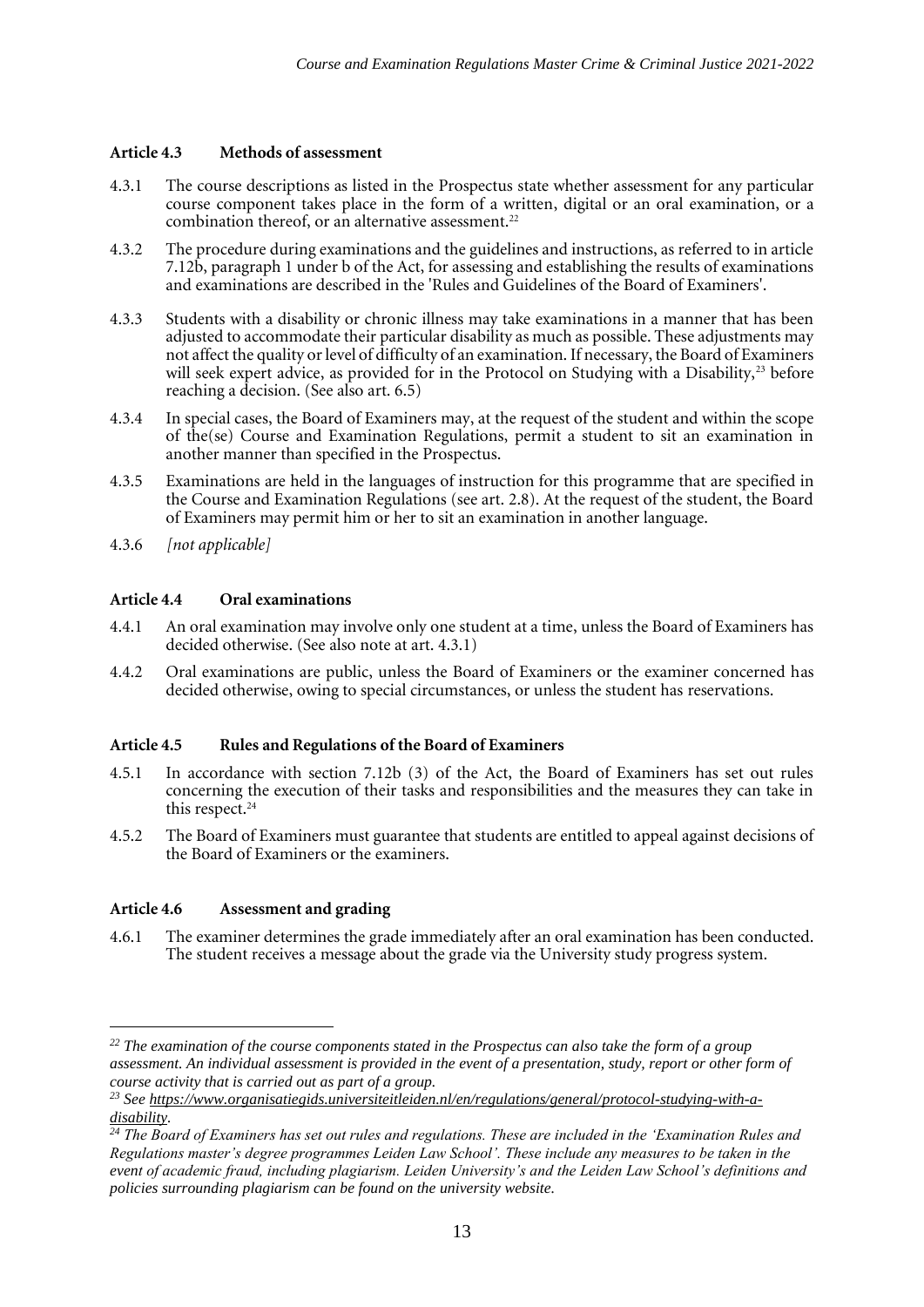### Article 4.3 Methods of assessment

4.3.1 The course descriptions as listed in the Prospectus state whether assessment for any particular course component takes place in the form of a written, digital or an oral examination, or a combination thereof, or an alternative assessment.[22]

4.3.2 The procedure during examinations and the guidelines and instructions, as referred to in article 7.12b, paragraph 1 under b of the Act, for assessing and establishing the results of examinations and examinations are described in the 'Rules and Guidelines of the Board of Examiners'.

4.3.3 Students with a disability or chronic illness may take examinations in a manner that has been adjusted to accommodate their particular disability as much as possible. These adjustments may not affect the quality or level of difficulty of an examination. If necessary, the Board of Examiners will seek expert advice, as provided for in the Protocol on Studying with a Disability,[23] before reaching a decision. (See also art. 6.5)

4.3.4 In special cases, the Board of Examiners may, at the request of the student and within the scope of the(se) Course and Examination Regulations, permit a student to sit an examination in another manner than specified in the Prospectus.

4.3.5 Examinations are held in the languages of instruction for this programme that are specified in the Course and Examination Regulations (see art. 2.8). At the request of the student, the Board of Examiners may permit him or her to sit an examination in another language.

4.3.6 *[not applicable]*

### Article 4.4 Oral examinations

4.4.1 An oral examination may involve only one student at a time, unless the Board of Examiners has decided otherwise. (See also note at art. 4.3.1)

4.4.2 Oral examinations are public, unless the Board of Examiners or the examiner concerned has decided otherwise, owing to special circumstances, or unless the student has reservations.

### Article 4.5 Rules and Regulations of the Board of Examiners

4.5.1 In accordance with section 7.12b (3) of the Act, the Board of Examiners has set out rules concerning the execution of their tasks and responsibilities and the measures they can take in this respect.[24]

4.5.2 The Board of Examiners must guarantee that students are entitled to appeal against decisions of the Board of Examiners or the examiners.

### Article 4.6 Assessment and grading

4.6.1 The examiner determines the grade immediately after an oral examination has been conducted. The student receives a message about the grade via the University study progress system.

---

[22] *The examination of the course components stated in the Prospectus can also take the form of a group assessment. An individual assessment is provided in the event of a presentation, study, report or other form of course activity that is carried out as part of a group.*

[23] *See https://www.organisatiegids.universiteitleiden.nl/en/regulations/general/protocol-studying-with-a-disability.*

[24] *The Board of Examiners has set out rules and regulations. These are included in the 'Examination Rules and Regulations master's degree programmes Leiden Law School'. These include any measures to be taken in the event of academic fraud, including plagiarism. Leiden University's and the Leiden Law School's definitions and policies surrounding plagiarism can be found on the university website.*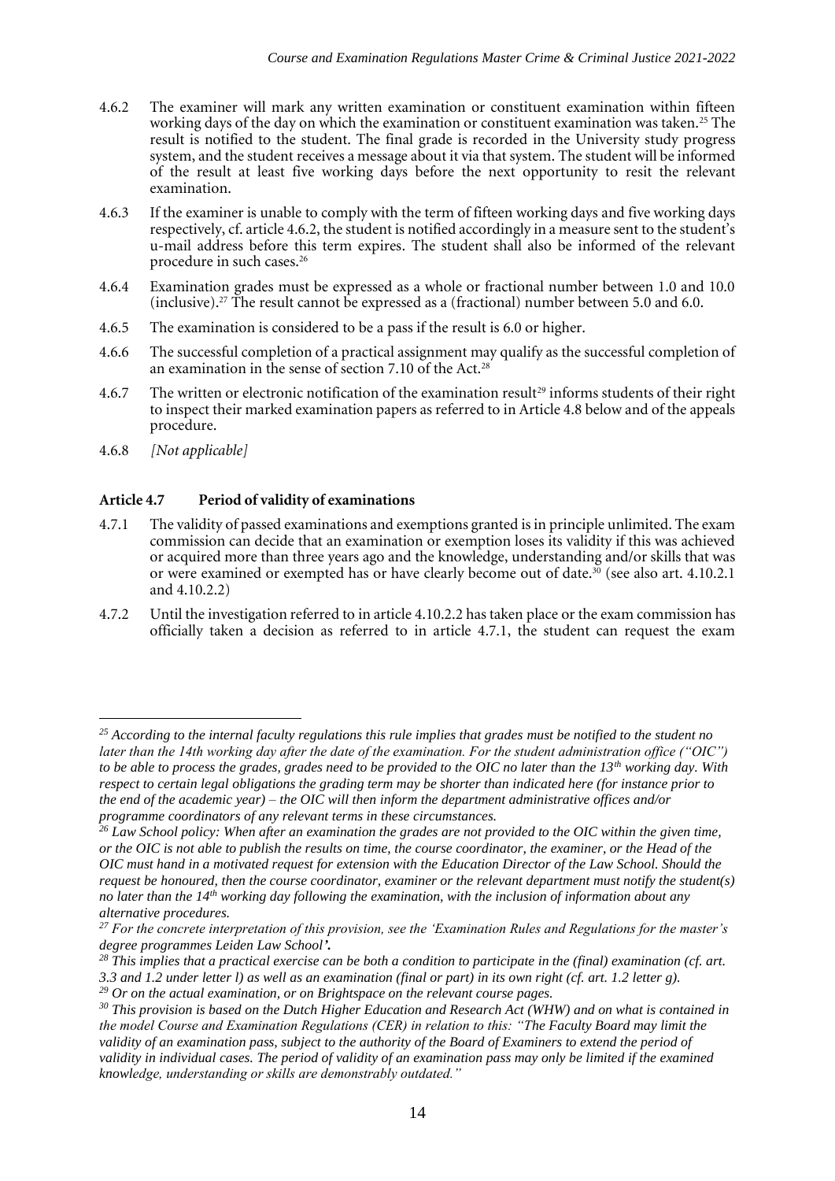4.6.2 The examiner will mark any written examination or constituent examination within fifteen working days of the day on which the examination or constituent examination was taken.[25] The result is notified to the student. The final grade is recorded in the University study progress system, and the student receives a message about it via that system. The student will be informed of the result at least five working days before the next opportunity to resit the relevant examination.

4.6.3 If the examiner is unable to comply with the term of fifteen working days and five working days respectively, cf. article 4.6.2, the student is notified accordingly in a measure sent to the student's u-mail address before this term expires. The student shall also be informed of the relevant procedure in such cases.[26]

4.6.4 Examination grades must be expressed as a whole or fractional number between 1.0 and 10.0 (inclusive).[27] The result cannot be expressed as a (fractional) number between 5.0 and 6.0.

4.6.5 The examination is considered to be a pass if the result is 6.0 or higher.

4.6.6 The successful completion of a practical assignment may qualify as the successful completion of an examination in the sense of section 7.10 of the Act.[28]

4.6.7 The written or electronic notification of the examination result[29] informs students of their right to inspect their marked examination papers as referred to in Article 4.8 below and of the appeals procedure.

4.6.8 *[Not applicable]*

**Article 4.7 Period of validity of examinations**

4.7.1 The validity of passed examinations and exemptions granted is in principle unlimited. The exam commission can decide that an examination or exemption loses its validity if this was achieved or acquired more than three years ago and the knowledge, understanding and/or skills that was or were examined or exempted has or have clearly become out of date.[30] (see also art. 4.10.2.1 and 4.10.2.2)

4.7.2 Until the investigation referred to in article 4.10.2.2 has taken place or the exam commission has officially taken a decision as referred to in article 4.7.1, the student can request the exam

---

*[25] According to the internal faculty regulations this rule implies that grades must be notified to the student no later than the 14th working day after the date of the examination. For the student administration office ("OIC") to be able to process the grades, grades need to be provided to the OIC no later than the 13th working day. With respect to certain legal obligations the grading term may be shorter than indicated here (for instance prior to the end of the academic year) – the OIC will then inform the department administrative offices and/or programme coordinators of any relevant terms in these circumstances.*

*[26] Law School policy: When after an examination the grades are not provided to the OIC within the given time, or the OIC is not able to publish the results on time, the course coordinator, the examiner, or the Head of the OIC must hand in a motivated request for extension with the Education Director of the Law School. Should the request be honoured, then the course coordinator, examiner or the relevant department must notify the student(s) no later than the 14th working day following the examination, with the inclusion of information about any alternative procedures.*

*[27] For the concrete interpretation of this provision, see the 'Examination Rules and Regulations for the master's degree programmes Leiden Law School'.*

*[28] This implies that a practical exercise can be both a condition to participate in the (final) examination (cf. art. 3.3 and 1.2 under letter l) as well as an examination (final or part) in its own right (cf. art. 1.2 letter g).*

*[29] Or on the actual examination, or on Brightspace on the relevant course pages.*

*[30] This provision is based on the Dutch Higher Education and Research Act (WHW) and on what is contained in the model Course and Examination Regulations (CER) in relation to this: "The Faculty Board may limit the validity of an examination pass, subject to the authority of the Board of Examiners to extend the period of validity in individual cases. The period of validity of an examination pass may only be limited if the examined knowledge, understanding or skills are demonstrably outdated."*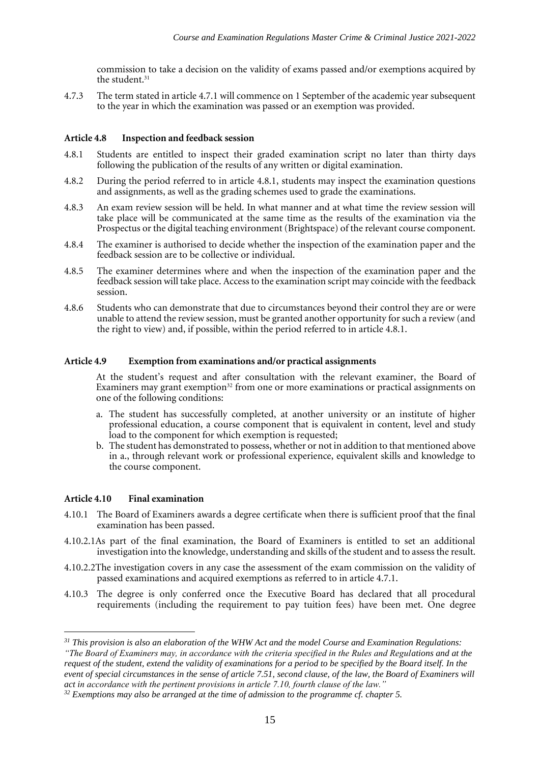commission to take a decision on the validity of exams passed and/or exemptions acquired by the student.[31]

4.7.3 The term stated in article 4.7.1 will commence on 1 September of the academic year subsequent to the year in which the examination was passed or an exemption was provided.

### Article 4.8 Inspection and feedback session

4.8.1 Students are entitled to inspect their graded examination script no later than thirty days following the publication of the results of any written or digital examination.

4.8.2 During the period referred to in article 4.8.1, students may inspect the examination questions and assignments, as well as the grading schemes used to grade the examinations.

4.8.3 An exam review session will be held. In what manner and at what time the review session will take place will be communicated at the same time as the results of the examination via the Prospectus or the digital teaching environment (Brightspace) of the relevant course component.

4.8.4 The examiner is authorised to decide whether the inspection of the examination paper and the feedback session are to be collective or individual.

4.8.5 The examiner determines where and when the inspection of the examination paper and the feedback session will take place. Access to the examination script may coincide with the feedback session.

4.8.6 Students who can demonstrate that due to circumstances beyond their control they are or were unable to attend the review session, must be granted another opportunity for such a review (and the right to view) and, if possible, within the period referred to in article 4.8.1.

### Article 4.9 Exemption from examinations and/or practical assignments

At the student's request and after consultation with the relevant examiner, the Board of Examiners may grant exemption[32] from one or more examinations or practical assignments on one of the following conditions:

a. The student has successfully completed, at another university or an institute of higher professional education, a course component that is equivalent in content, level and study load to the component for which exemption is requested;
b. The student has demonstrated to possess, whether or not in addition to that mentioned above in a., through relevant work or professional experience, equivalent skills and knowledge to the course component.

### Article 4.10 Final examination

4.10.1 The Board of Examiners awards a degree certificate when there is sufficient proof that the final examination has been passed.

4.10.2.1 As part of the final examination, the Board of Examiners is entitled to set an additional investigation into the knowledge, understanding and skills of the student and to assess the result.

4.10.2.2 The investigation covers in any case the assessment of the exam commission on the validity of passed examinations and acquired exemptions as referred to in article 4.7.1.

4.10.3 The degree is only conferred once the Executive Board has declared that all procedural requirements (including the requirement to pay tuition fees) have been met. One degree

---

[31] *This provision is also an elaboration of the WHW Act and the model Course and Examination Regulations: "The Board of Examiners may, in accordance with the criteria specified in the Rules and Regulations and at the request of the student, extend the validity of examinations for a period to be specified by the Board itself. In the event of special circumstances in the sense of article 7.51, second clause, of the law, the Board of Examiners will act in accordance with the pertinent provisions in article 7.10, fourth clause of the law."*

[32] *Exemptions may also be arranged at the time of admission to the programme cf. chapter 5.*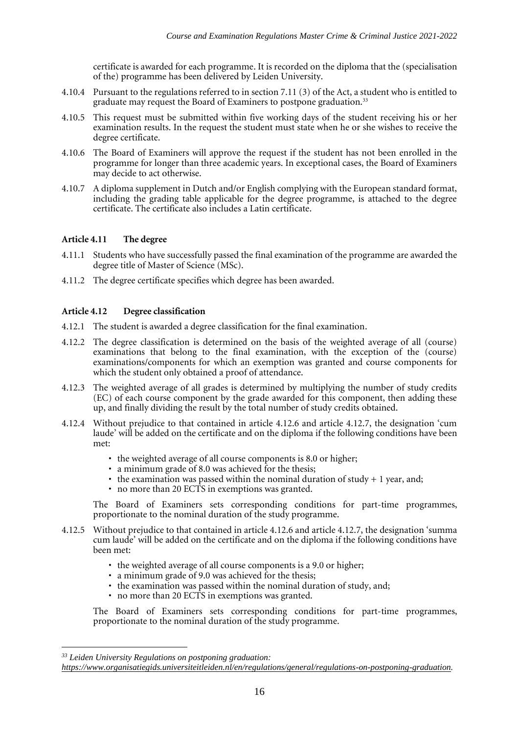certificate is awarded for each programme. It is recorded on the diploma that the (specialisation of the) programme has been delivered by Leiden University.

4.10.4 Pursuant to the regulations referred to in section 7.11 (3) of the Act, a student who is entitled to graduate may request the Board of Examiners to postpone graduation.[33]

4.10.5 This request must be submitted within five working days of the student receiving his or her examination results. In the request the student must state when he or she wishes to receive the degree certificate.

4.10.6 The Board of Examiners will approve the request if the student has not been enrolled in the programme for longer than three academic years. In exceptional cases, the Board of Examiners may decide to act otherwise.

4.10.7 A diploma supplement in Dutch and/or English complying with the European standard format, including the grading table applicable for the degree programme, is attached to the degree certificate. The certificate also includes a Latin certificate.

### Article 4.11 The degree

4.11.1 Students who have successfully passed the final examination of the programme are awarded the degree title of Master of Science (MSc).

4.11.2 The degree certificate specifies which degree has been awarded.

### Article 4.12 Degree classification

4.12.1 The student is awarded a degree classification for the final examination.

4.12.2 The degree classification is determined on the basis of the weighted average of all (course) examinations that belong to the final examination, with the exception of the (course) examinations/components for which an exemption was granted and course components for which the student only obtained a proof of attendance.

4.12.3 The weighted average of all grades is determined by multiplying the number of study credits (EC) of each course component by the grade awarded for this component, then adding these up, and finally dividing the result by the total number of study credits obtained.

4.12.4 Without prejudice to that contained in article 4.12.6 and article 4.12.7, the designation 'cum laude' will be added on the certificate and on the diploma if the following conditions have been met:

- the weighted average of all course components is 8.0 or higher;
- a minimum grade of 8.0 was achieved for the thesis;
- the examination was passed within the nominal duration of study + 1 year, and;
- no more than 20 ECTS in exemptions was granted.

The Board of Examiners sets corresponding conditions for part-time programmes, proportionate to the nominal duration of the study programme.

4.12.5 Without prejudice to that contained in article 4.12.6 and article 4.12.7, the designation 'summa cum laude' will be added on the certificate and on the diploma if the following conditions have been met:

- the weighted average of all course components is a 9.0 or higher;
- a minimum grade of 9.0 was achieved for the thesis;
- the examination was passed within the nominal duration of study, and;
- no more than 20 ECTS in exemptions was granted.

The Board of Examiners sets corresponding conditions for part-time programmes, proportionate to the nominal duration of the study programme.

---

[33] *Leiden University Regulations on postponing graduation: https://www.organisatiegids.universiteitleiden.nl/en/regulations/general/regulations-on-postponing-graduation.*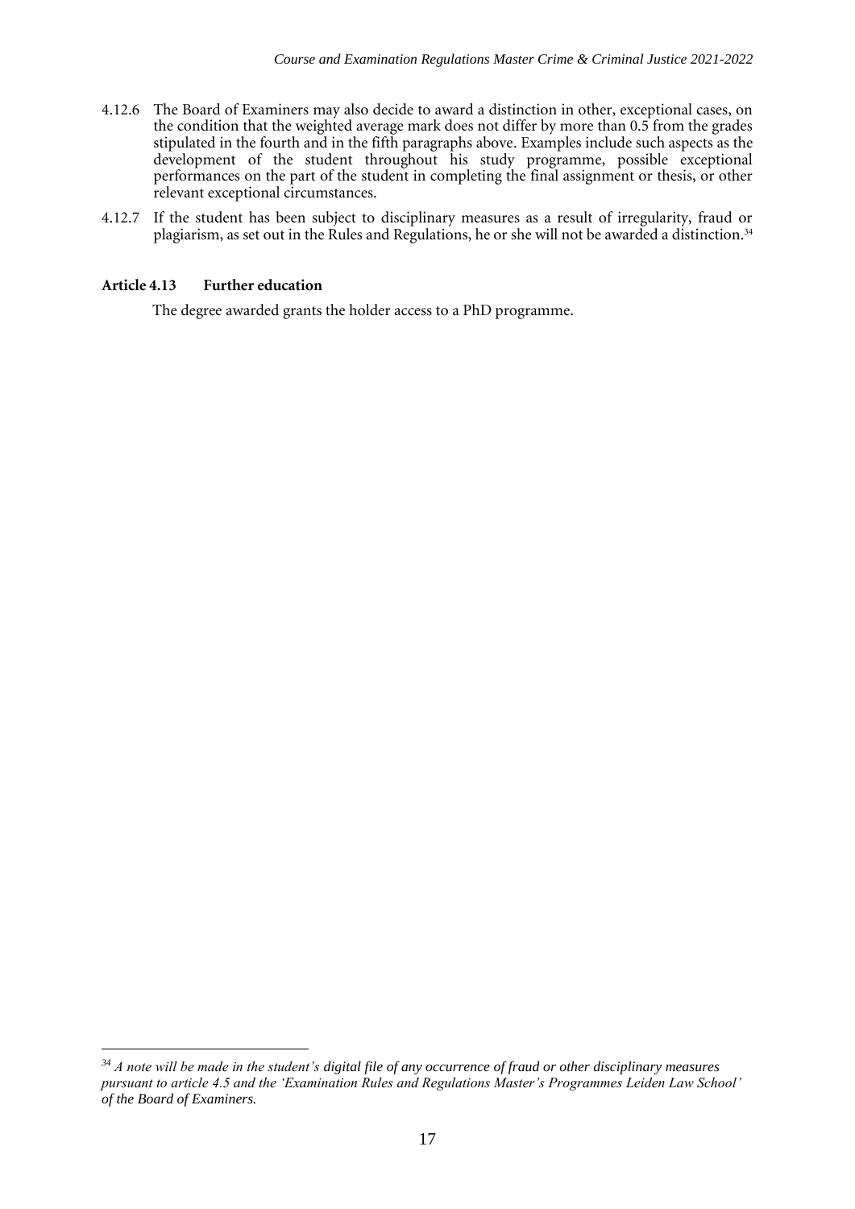4.12.6 The Board of Examiners may also decide to award a distinction in other, exceptional cases, on the condition that the weighted average mark does not differ by more than 0.5 from the grades stipulated in the fourth and in the fifth paragraphs above. Examples include such aspects as the development of the student throughout his study programme, possible exceptional performances on the part of the student in completing the final assignment or thesis, or other relevant exceptional circumstances.

4.12.7 If the student has been subject to disciplinary measures as a result of irregularity, fraud or plagiarism, as set out in the Rules and Regulations, he or she will not be awarded a distinction.[34]

### Article 4.13 Further education

The degree awarded grants the holder access to a PhD programme.

---

[34] *A note will be made in the student's digital file of any occurrence of fraud or other disciplinary measures pursuant to article 4.5 and the 'Examination Rules and Regulations Master's Programmes Leiden Law School' of the Board of Examiners.*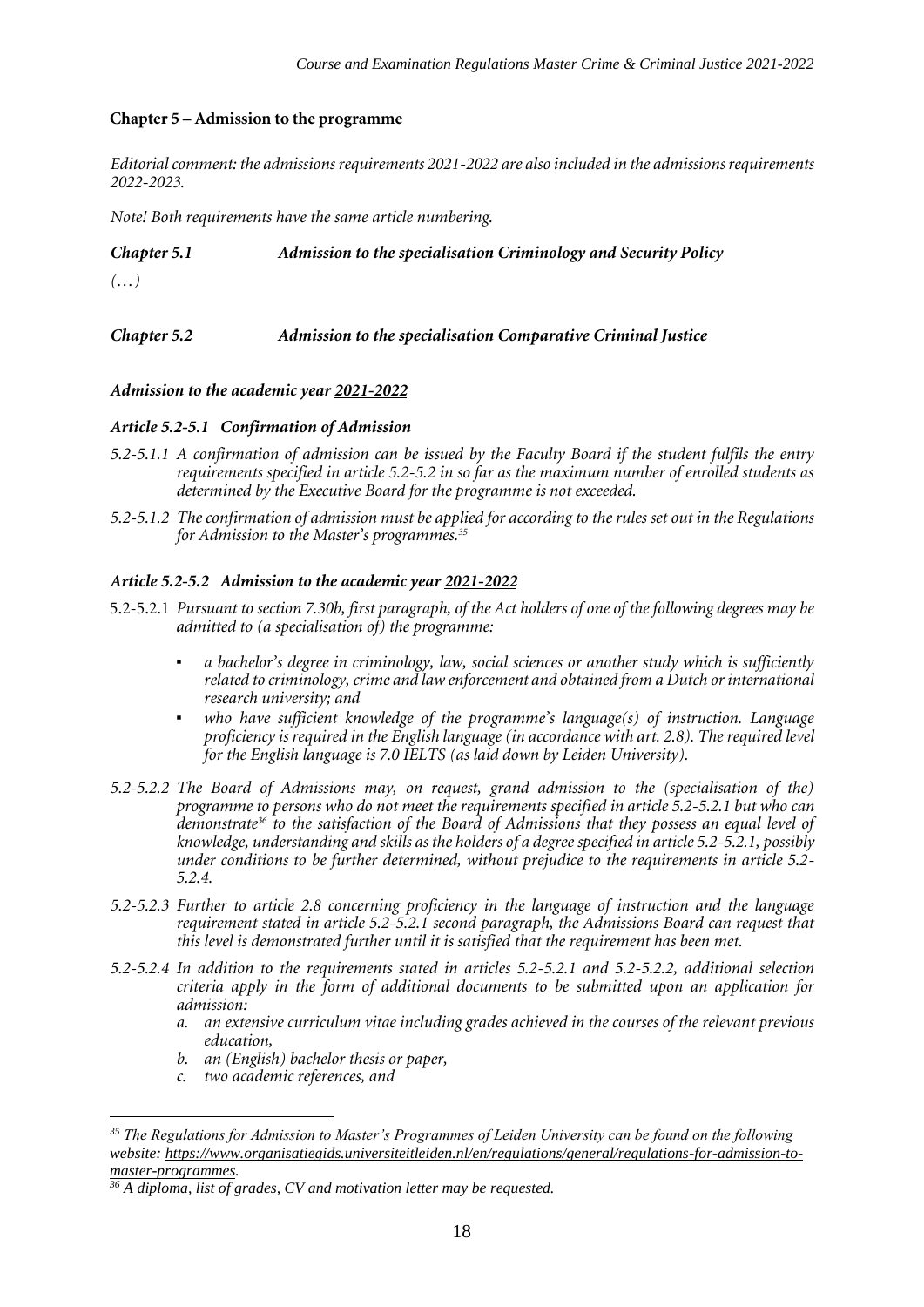## Chapter 5 – Admission to the programme

*Editorial comment: the admissions requirements 2021-2022 are also included in the admissions requirements 2022-2023.*

*Note! Both requirements have the same article numbering.*

### *Chapter 5.1 Admission to the specialisation Criminology and Security Policy*

*(…)*

### *Chapter 5.2 Admission to the specialisation Comparative Criminal Justice*

#### *Admission to the academic year 2021-2022*

#### *Article 5.2-5.1 Confirmation of Admission*

*5.2-5.1.1 A confirmation of admission can be issued by the Faculty Board if the student fulfils the entry requirements specified in article 5.2-5.2 in so far as the maximum number of enrolled students as determined by the Executive Board for the programme is not exceeded.*

*5.2-5.1.2 The confirmation of admission must be applied for according to the rules set out in the Regulations for Admission to the Master's programmes.*[35]

#### *Article 5.2-5.2 Admission to the academic year 2021-2022*

5.2-5.2.1 *Pursuant to section 7.30b, first paragraph, of the Act holders of one of the following degrees may be admitted to (a specialisation of) the programme:*

- *a bachelor's degree in criminology, law, social sciences or another study which is sufficiently related to criminology, crime and law enforcement and obtained from a Dutch or international research university; and*
- *who have sufficient knowledge of the programme's language(s) of instruction. Language proficiency is required in the English language (in accordance with art. 2.8). The required level for the English language is 7.0 IELTS (as laid down by Leiden University).*

*5.2-5.2.2 The Board of Admissions may, on request, grand admission to the (specialisation of the) programme to persons who do not meet the requirements specified in article 5.2-5.2.1 but who can demonstrate*[36] *to the satisfaction of the Board of Admissions that they possess an equal level of knowledge, understanding and skills as the holders of a degree specified in article 5.2-5.2.1, possibly under conditions to be further determined, without prejudice to the requirements in article 5.2-5.2.4.*

*5.2-5.2.3 Further to article 2.8 concerning proficiency in the language of instruction and the language requirement stated in article 5.2-5.2.1 second paragraph, the Admissions Board can request that this level is demonstrated further until it is satisfied that the requirement has been met.*

*5.2-5.2.4 In addition to the requirements stated in articles 5.2-5.2.1 and 5.2-5.2.2, additional selection criteria apply in the form of additional documents to be submitted upon an application for admission:*

*a. an extensive curriculum vitae including grades achieved in the courses of the relevant previous education,*
*b. an (English) bachelor thesis or paper,*
*c. two academic references, and*

---

[35] *The Regulations for Admission to Master's Programmes of Leiden University can be found on the following website: https://www.organisatiegids.universiteitleiden.nl/en/regulations/general/regulations-for-admission-to-master-programmes.*

[36] *A diploma, list of grades, CV and motivation letter may be requested.*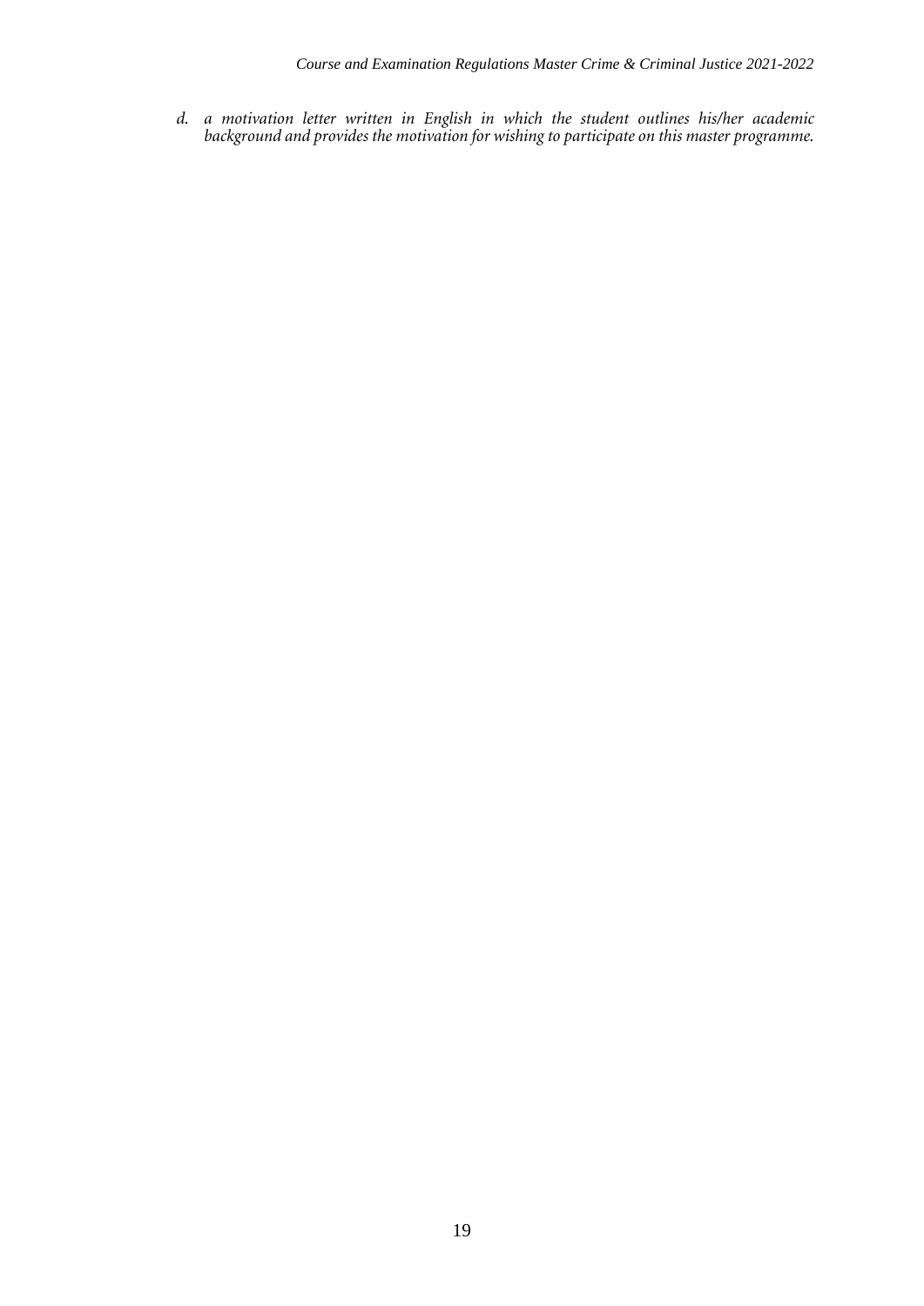d. *a motivation letter written in English in which the student outlines his/her academic background and provides the motivation for wishing to participate on this master programme.*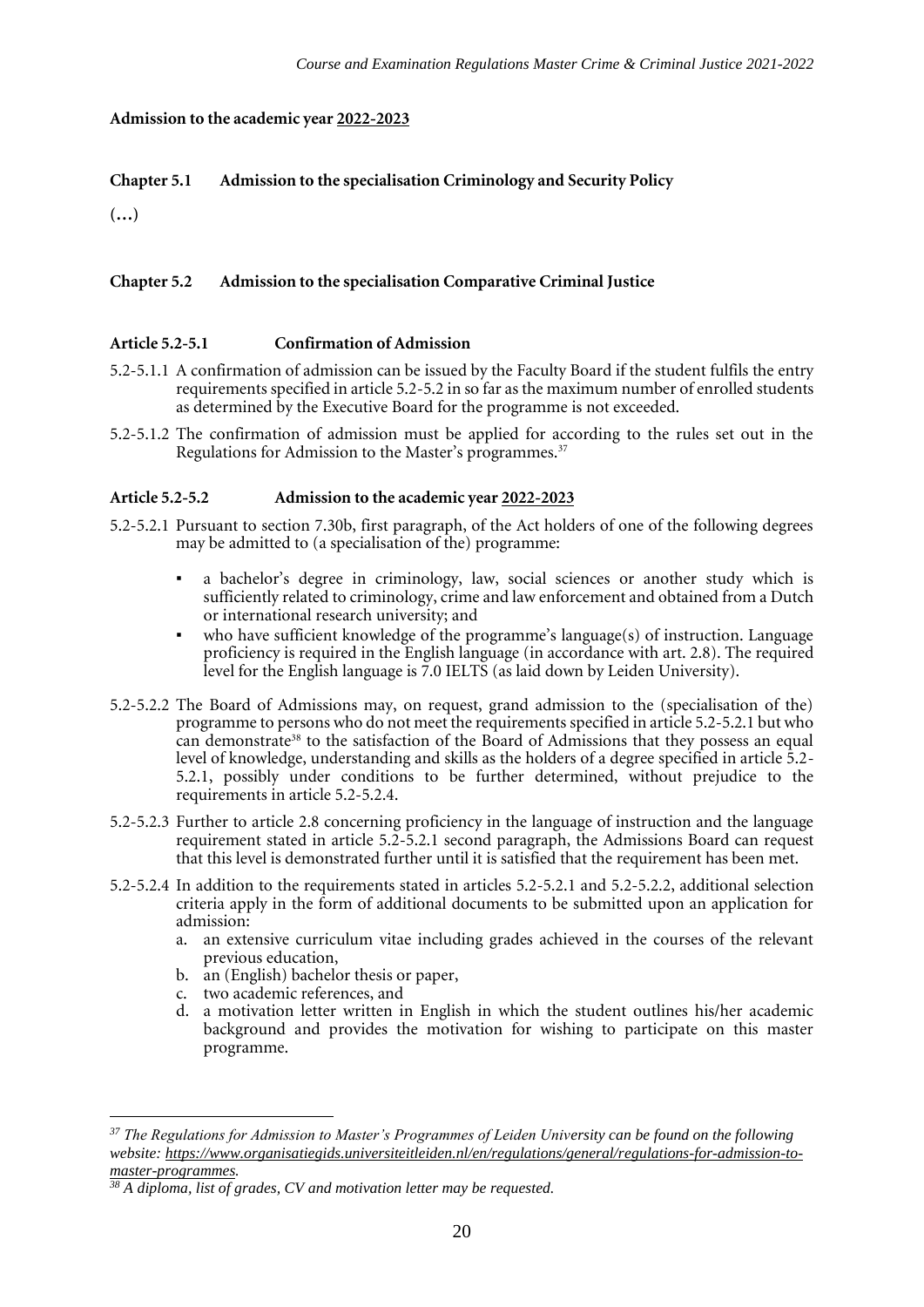**Admission to the academic year <u>2022-2023</u>**

## Chapter 5.1 Admission to the specialisation Criminology and Security Policy

(…)

## Chapter 5.2 Admission to the specialisation Comparative Criminal Justice

### Article 5.2-5.1 Confirmation of Admission

5.2-5.1.1 A confirmation of admission can be issued by the Faculty Board if the student fulfils the entry requirements specified in article 5.2-5.2 in so far as the maximum number of enrolled students as determined by the Executive Board for the programme is not exceeded.

5.2-5.1.2 The confirmation of admission must be applied for according to the rules set out in the Regulations for Admission to the Master's programmes.[37]

### Article 5.2-5.2 Admission to the academic year <u>2022-2023</u>

5.2-5.2.1 Pursuant to section 7.30b, first paragraph, of the Act holders of one of the following degrees may be admitted to (a specialisation of the) programme:

- a bachelor's degree in criminology, law, social sciences or another study which is sufficiently related to criminology, crime and law enforcement and obtained from a Dutch or international research university; and
- who have sufficient knowledge of the programme's language(s) of instruction. Language proficiency is required in the English language (in accordance with art. 2.8). The required level for the English language is 7.0 IELTS (as laid down by Leiden University).

5.2-5.2.2 The Board of Admissions may, on request, grand admission to the (specialisation of the) programme to persons who do not meet the requirements specified in article 5.2-5.2.1 but who can demonstrate[38] to the satisfaction of the Board of Admissions that they possess an equal level of knowledge, understanding and skills as the holders of a degree specified in article 5.2-5.2.1, possibly under conditions to be further determined, without prejudice to the requirements in article 5.2-5.2.4.

5.2-5.2.3 Further to article 2.8 concerning proficiency in the language of instruction and the language requirement stated in article 5.2-5.2.1 second paragraph, the Admissions Board can request that this level is demonstrated further until it is satisfied that the requirement has been met.

5.2-5.2.4 In addition to the requirements stated in articles 5.2-5.2.1 and 5.2-5.2.2, additional selection criteria apply in the form of additional documents to be submitted upon an application for admission:

a. an extensive curriculum vitae including grades achieved in the courses of the relevant previous education,
b. an (English) bachelor thesis or paper,
c. two academic references, and
d. a motivation letter written in English in which the student outlines his/her academic background and provides the motivation for wishing to participate on this master programme.

---

*[37] The Regulations for Admission to Master's Programmes of Leiden University can be found on the following website: https://www.organisatiegids.universiteitleiden.nl/en/regulations/general/regulations-for-admission-to-master-programmes.*

*[38] A diploma, list of grades, CV and motivation letter may be requested.*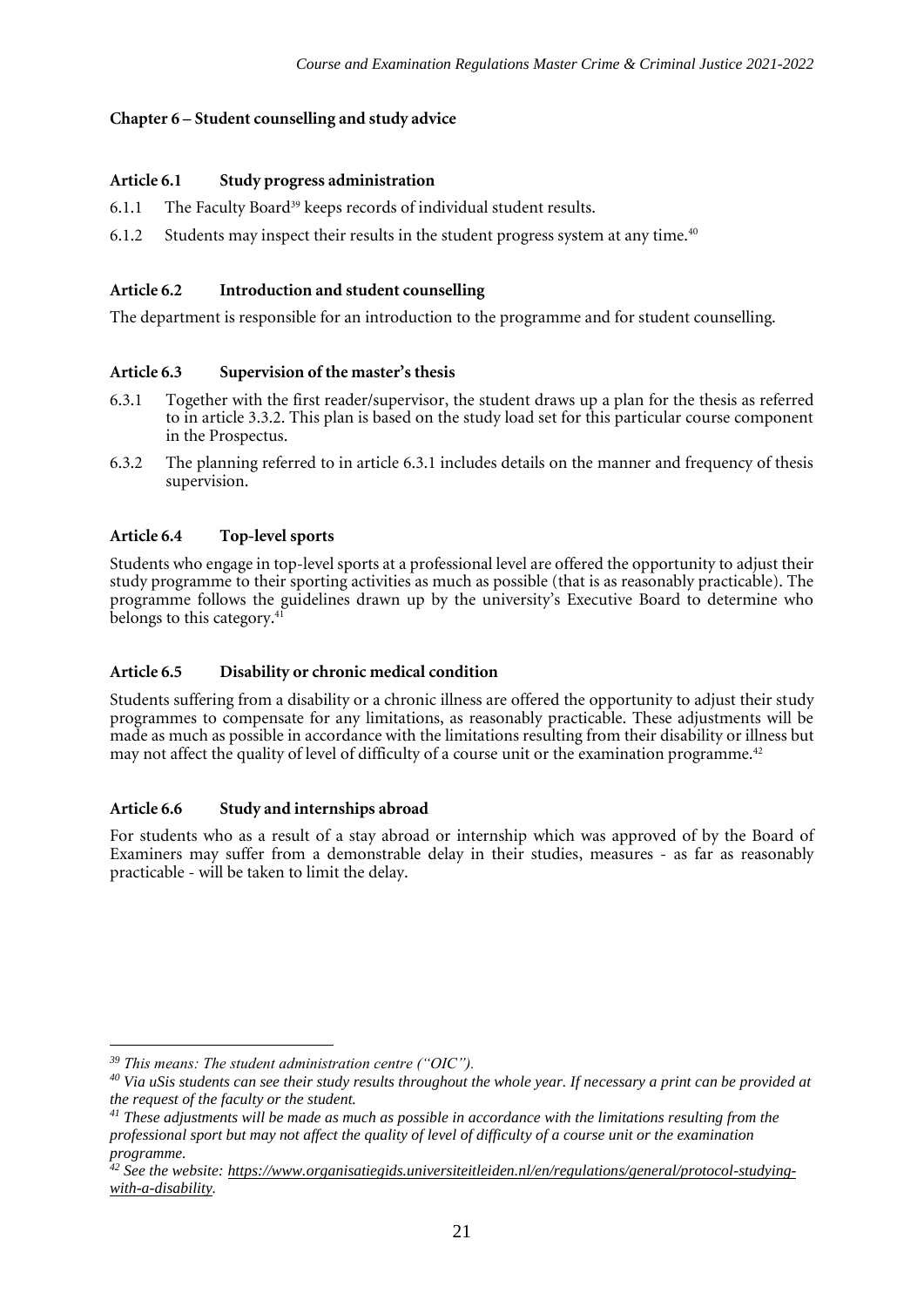## Chapter 6 – Student counselling and study advice

### Article 6.1 Study progress administration

6.1.1 The Faculty Board[39] keeps records of individual student results.

6.1.2 Students may inspect their results in the student progress system at any time.[40]

### Article 6.2 Introduction and student counselling

The department is responsible for an introduction to the programme and for student counselling.

### Article 6.3 Supervision of the master's thesis

6.3.1 Together with the first reader/supervisor, the student draws up a plan for the thesis as referred to in article 3.3.2. This plan is based on the study load set for this particular course component in the Prospectus.

6.3.2 The planning referred to in article 6.3.1 includes details on the manner and frequency of thesis supervision.

### Article 6.4 Top-level sports

Students who engage in top-level sports at a professional level are offered the opportunity to adjust their study programme to their sporting activities as much as possible (that is as reasonably practicable). The programme follows the guidelines drawn up by the university's Executive Board to determine who belongs to this category.[41]

### Article 6.5 Disability or chronic medical condition

Students suffering from a disability or a chronic illness are offered the opportunity to adjust their study programmes to compensate for any limitations, as reasonably practicable. These adjustments will be made as much as possible in accordance with the limitations resulting from their disability or illness but may not affect the quality of level of difficulty of a course unit or the examination programme.[42]

### Article 6.6 Study and internships abroad

For students who as a result of a stay abroad or internship which was approved of by the Board of Examiners may suffer from a demonstrable delay in their studies, measures - as far as reasonably practicable - will be taken to limit the delay.

---

[39] *This means: The student administration centre ("OIC").*

[40] *Via uSis students can see their study results throughout the whole year. If necessary a print can be provided at the request of the faculty or the student.*

[41] *These adjustments will be made as much as possible in accordance with the limitations resulting from the professional sport but may not affect the quality of level of difficulty of a course unit or the examination programme.*

[42] *See the website: https://www.organisatiegids.universiteitleiden.nl/en/regulations/general/protocol-studying-with-a-disability.*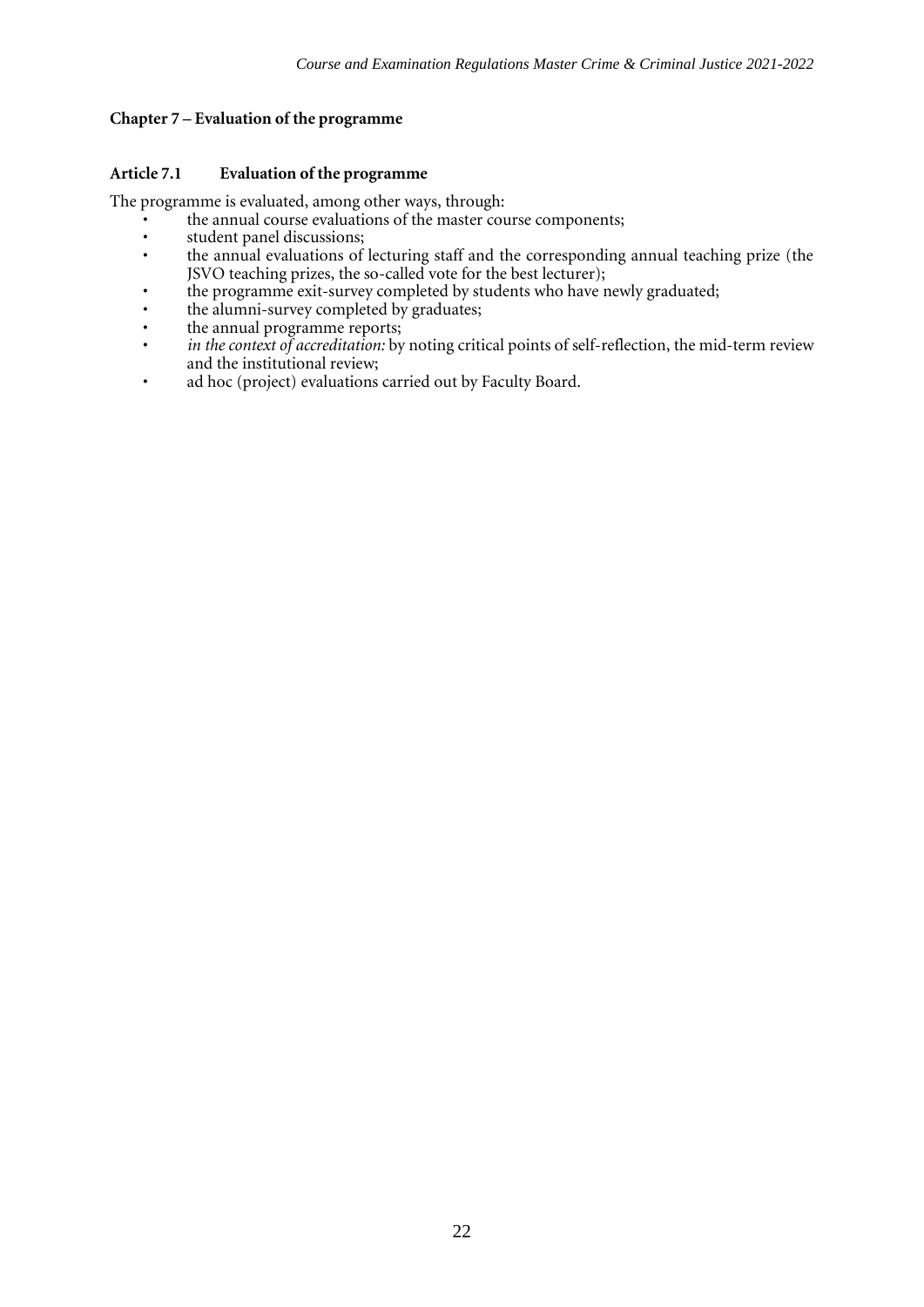## Chapter 7 – Evaluation of the programme

### Article 7.1 Evaluation of the programme

The programme is evaluated, among other ways, through:

- the annual course evaluations of the master course components;
- student panel discussions;
- the annual evaluations of lecturing staff and the corresponding annual teaching prize (the JSVO teaching prizes, the so-called vote for the best lecturer);
- the programme exit-survey completed by students who have newly graduated;
- the alumni-survey completed by graduates;
- the annual programme reports;
- *in the context of accreditation:* by noting critical points of self-reflection, the mid-term review and the institutional review;
- ad hoc (project) evaluations carried out by Faculty Board.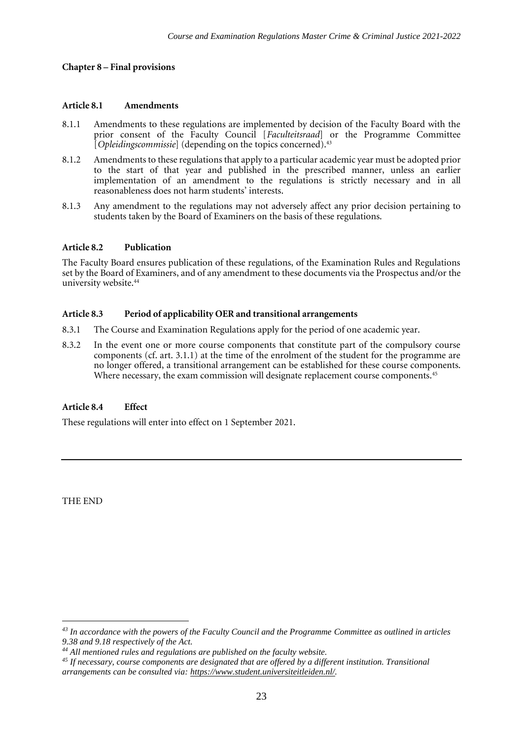## Chapter 8 – Final provisions

### Article 8.1 Amendments

8.1.1 Amendments to these regulations are implemented by decision of the Faculty Board with the prior consent of the Faculty Council [*Faculteitsraad*] or the Programme Committee [*Opleidingscommissie*] (depending on the topics concerned).[43]

8.1.2 Amendments to these regulations that apply to a particular academic year must be adopted prior to the start of that year and published in the prescribed manner, unless an earlier implementation of an amendment to the regulations is strictly necessary and in all reasonableness does not harm students' interests.

8.1.3 Any amendment to the regulations may not adversely affect any prior decision pertaining to students taken by the Board of Examiners on the basis of these regulations.

### Article 8.2 Publication

The Faculty Board ensures publication of these regulations, of the Examination Rules and Regulations set by the Board of Examiners, and of any amendment to these documents via the Prospectus and/or the university website.[44]

### Article 8.3 Period of applicability OER and transitional arrangements

8.3.1 The Course and Examination Regulations apply for the period of one academic year.

8.3.2 In the event one or more course components that constitute part of the compulsory course components (cf. art. 3.1.1) at the time of the enrolment of the student for the programme are no longer offered, a transitional arrangement can be established for these course components. Where necessary, the exam commission will designate replacement course components.[45]

### Article 8.4 Effect

These regulations will enter into effect on 1 September 2021.

---

THE END

---

[43] *In accordance with the powers of the Faculty Council and the Programme Committee as outlined in articles 9.38 and 9.18 respectively of the Act.*

[44] *All mentioned rules and regulations are published on the faculty website.*

[45] *If necessary, course components are designated that are offered by a different institution. Transitional arrangements can be consulted via: https://www.student.universiteitleiden.nl/.*